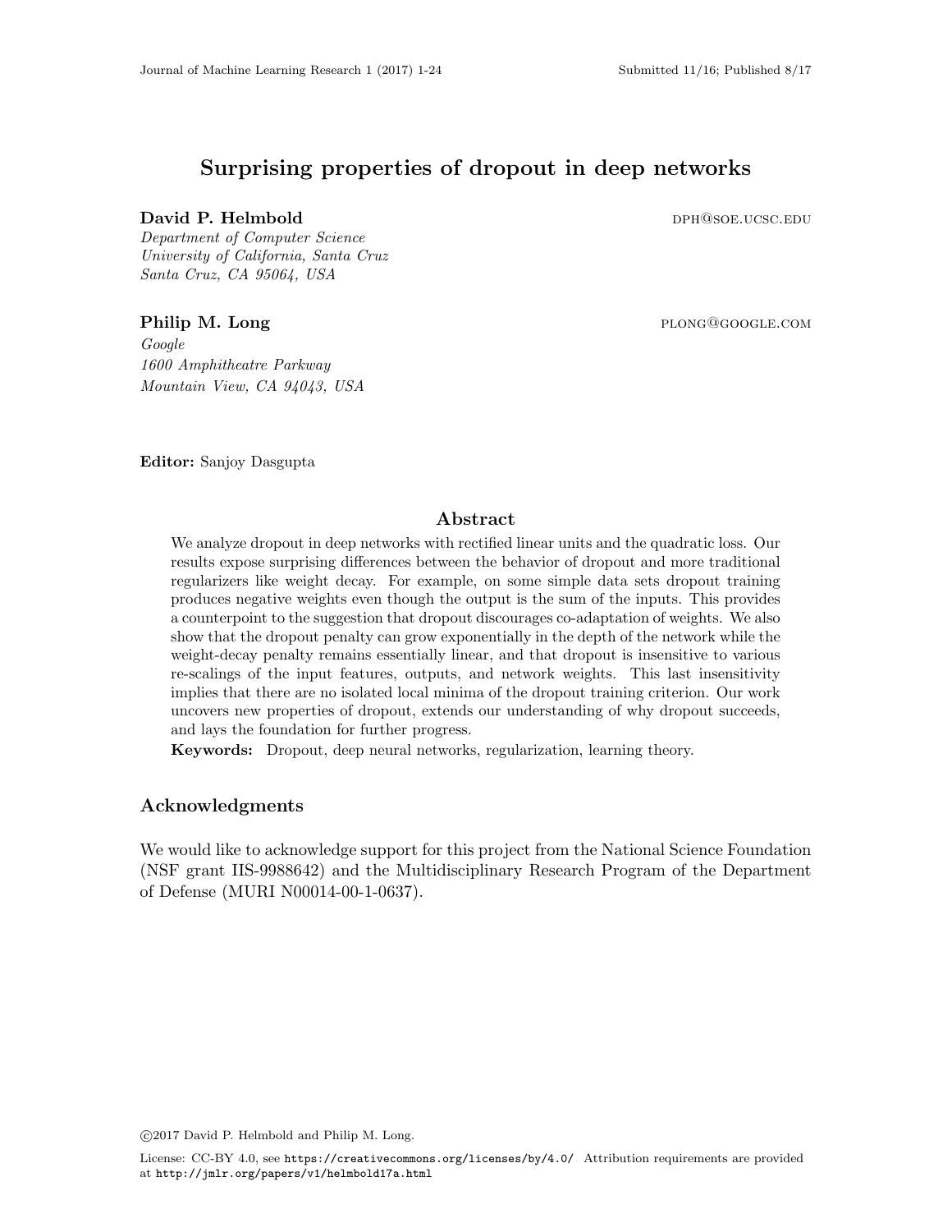# Surprising properties of dropout in deep networks

**David P. Helmbold** DPH@SOE.UCSC.EDU

*Department of Computer Science*
*University of California, Santa Cruz*
*Santa Cruz, CA 95064, USA*

**Philip M. Long** PLONG@GOOGLE.COM

*Google*
*1600 Amphitheatre Parkway*
*Mountain View, CA 94043, USA*

**Editor:** Sanjoy Dasgupta

## Abstract

We analyze dropout in deep networks with rectified linear units and the quadratic loss. Our results expose surprising differences between the behavior of dropout and more traditional regularizers like weight decay. For example, on some simple data sets dropout training produces negative weights even though the output is the sum of the inputs. This provides a counterpoint to the suggestion that dropout discourages co-adaptation of weights. We also show that the dropout penalty can grow exponentially in the depth of the network while the weight-decay penalty remains essentially linear, and that dropout is insensitive to various re-scalings of the input features, outputs, and network weights. This last insensitivity implies that there are no isolated local minima of the dropout training criterion. Our work uncovers new properties of dropout, extends our understanding of why dropout succeeds, and lays the foundation for further progress.

**Keywords:** Dropout, deep neural networks, regularization, learning theory.

## Acknowledgments

We would like to acknowledge support for this project from the National Science Foundation (NSF grant IIS-9988642) and the Multidisciplinary Research Program of the Department of Defense (MURI N00014-00-1-0637).

©2017 David P. Helmbold and Philip M. Long.

License: CC-BY 4.0, see https://creativecommons.org/licenses/by/4.0/. Attribution requirements are provided at http://jmlr.org/papers/v1/helmbold17a.html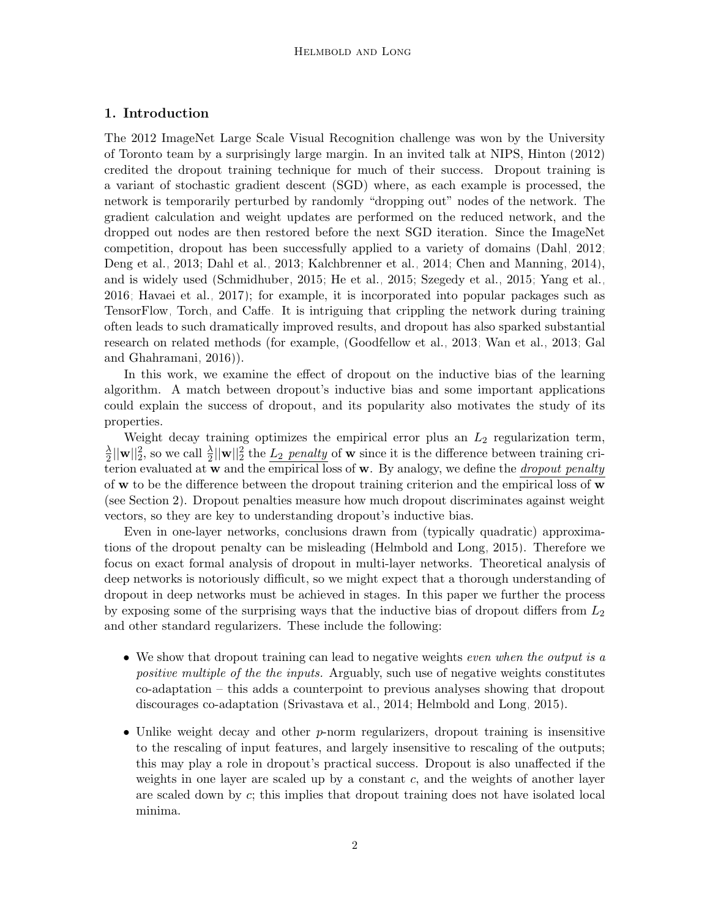## 1. Introduction

The 2012 ImageNet Large Scale Visual Recognition challenge was won by the University of Toronto team by a surprisingly large margin. In an invited talk at NIPS, Hinton (2012) credited the dropout training technique for much of their success. Dropout training is a variant of stochastic gradient descent (SGD) where, as each example is processed, the network is temporarily perturbed by randomly "dropping out" nodes of the network. The gradient calculation and weight updates are performed on the reduced network, and the dropped out nodes are then restored before the next SGD iteration. Since the ImageNet competition, dropout has been successfully applied to a variety of domains (Dahl, 2012; Deng et al., 2013; Dahl et al., 2013; Kalchbrenner et al., 2014; Chen and Manning, 2014), and is widely used (Schmidhuber, 2015; He et al., 2015; Szegedy et al., 2015; Yang et al., 2016; Havaei et al., 2017); for example, it is incorporated into popular packages such as TensorFlow, Torch, and Caffe. It is intriguing that crippling the network during training often leads to such dramatically improved results, and dropout has also sparked substantial research on related methods (for example, (Goodfellow et al., 2013; Wan et al., 2013; Gal and Ghahramani, 2016)).

In this work, we examine the effect of dropout on the inductive bias of the learning algorithm. A match between dropout's inductive bias and some important applications could explain the success of dropout, and its popularity also motivates the study of its properties.

Weight decay training optimizes the empirical error plus an $L_2$ regularization term, $\frac{\lambda}{2}||\mathbf{w}||_2^2$, so we call $\frac{\lambda}{2}||\mathbf{w}||_2^2$ the $L_2$ *penalty* of $\mathbf{w}$ since it is the difference between training criterion evaluated at $\mathbf{w}$ and the empirical loss of $\mathbf{w}$. By analogy, we define the *dropout penalty* of $\mathbf{w}$ to be the difference between the dropout training criterion and the empirical loss of $\mathbf{w}$ (see Section 2). Dropout penalties measure how much dropout discriminates against weight vectors, so they are key to understanding dropout's inductive bias.

Even in one-layer networks, conclusions drawn from (typically quadratic) approximations of the dropout penalty can be misleading (Helmbold and Long, 2015). Therefore we focus on exact formal analysis of dropout in multi-layer networks. Theoretical analysis of deep networks is notoriously difficult, so we might expect that a thorough understanding of dropout in deep networks must be achieved in stages. In this paper we further the process by exposing some of the surprising ways that the inductive bias of dropout differs from $L_2$ and other standard regularizers. These include the following:

- We show that dropout training can lead to negative weights *even when the output is a positive multiple of the inputs.* Arguably, such use of negative weights constitutes co-adaptation – this adds a counterpoint to previous analyses showing that dropout discourages co-adaptation (Srivastava et al., 2014; Helmbold and Long, 2015).
- Unlike weight decay and other $p$-norm regularizers, dropout training is insensitive to the rescaling of input features, and largely insensitive to rescaling of the outputs; this may play a role in dropout's practical success. Dropout is also unaffected if the weights in one layer are scaled up by a constant $c$, and the weights of another layer are scaled down by $c$; this implies that dropout training does not have isolated local minima.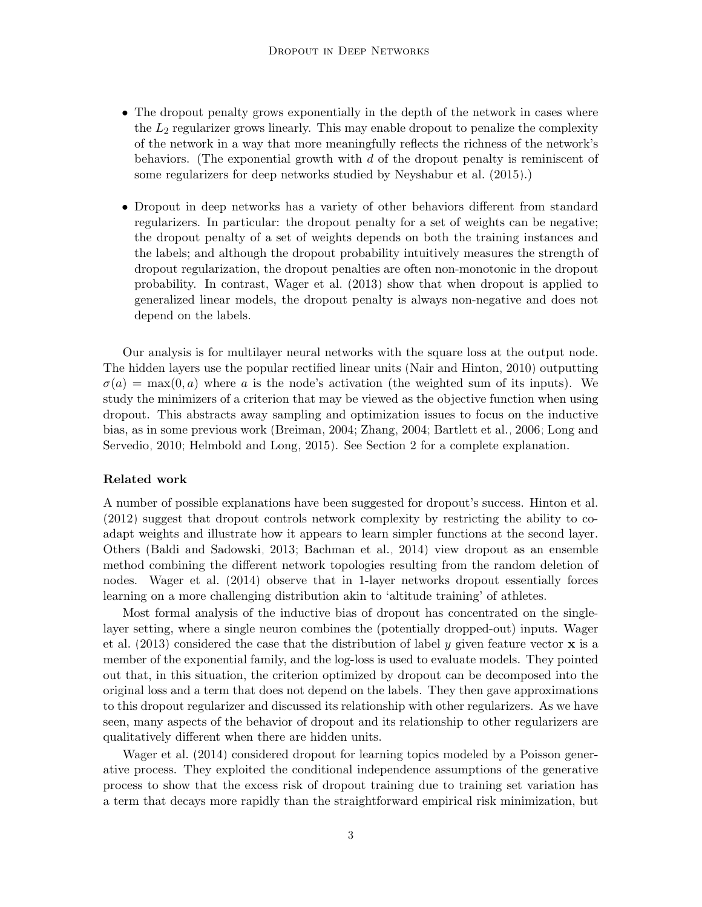- The dropout penalty grows exponentially in the depth of the network in cases where the $L_2$ regularizer grows linearly. This may enable dropout to penalize the complexity of the network in a way that more meaningfully reflects the richness of the network's behaviors. (The exponential growth with $d$ of the dropout penalty is reminiscent of some regularizers for deep networks studied by Neyshabur et al. (2015).)

- Dropout in deep networks has a variety of other behaviors different from standard regularizers. In particular: the dropout penalty for a set of weights can be negative; the dropout penalty of a set of weights depends on both the training instances and the labels; and although the dropout probability intuitively measures the strength of dropout regularization, the dropout penalties are often non-monotonic in the dropout probability. In contrast, Wager et al. (2013) show that when dropout is applied to generalized linear models, the dropout penalty is always non-negative and does not depend on the labels.

Our analysis is for multilayer neural networks with the square loss at the output node. The hidden layers use the popular rectified linear units (Nair and Hinton, 2010) outputting $\sigma(a) = \max(0, a)$ where $a$ is the node's activation (the weighted sum of its inputs). We study the minimizers of a criterion that may be viewed as the objective function when using dropout. This abstracts away sampling and optimization issues to focus on the inductive bias, as in some previous work (Breiman, 2004; Zhang, 2004; Bartlett et al., 2006; Long and Servedio, 2010; Helmbold and Long, 2015). See Section 2 for a complete explanation.

**Related work**

A number of possible explanations have been suggested for dropout's success. Hinton et al. (2012) suggest that dropout controls network complexity by restricting the ability to co-adapt weights and illustrate how it appears to learn simpler functions at the second layer. Others (Baldi and Sadowski, 2013; Bachman et al., 2014) view dropout as an ensemble method combining the different network topologies resulting from the random deletion of nodes. Wager et al. (2014) observe that in 1-layer networks dropout essentially forces learning on a more challenging distribution akin to 'altitude training' of athletes.

Most formal analysis of the inductive bias of dropout has concentrated on the single-layer setting, where a single neuron combines the (potentially dropped-out) inputs. Wager et al. (2013) considered the case that the distribution of label $y$ given feature vector $\mathbf{x}$ is a member of the exponential family, and the log-loss is used to evaluate models. They pointed out that, in this situation, the criterion optimized by dropout can be decomposed into the original loss and a term that does not depend on the labels. They then gave approximations to this dropout regularizer and discussed its relationship with other regularizers. As we have seen, many aspects of the behavior of dropout and its relationship to other regularizers are qualitatively different when there are hidden units.

Wager et al. (2014) considered dropout for learning topics modeled by a Poisson generative process. They exploited the conditional independence assumptions of the generative process to show that the excess risk of dropout training due to training set variation has a term that decays more rapidly than the straightforward empirical risk minimization, but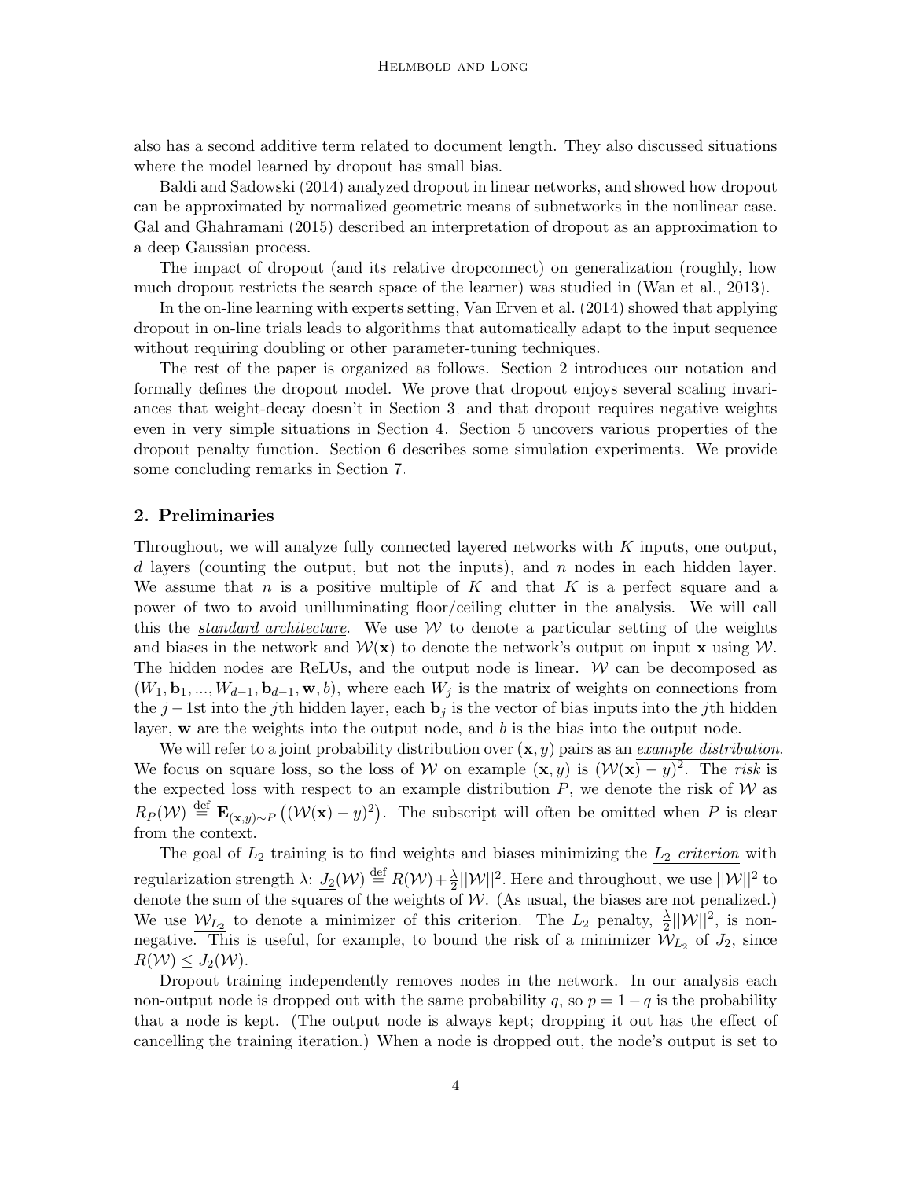also has a second additive term related to document length. They also discussed situations where the model learned by dropout has small bias.

Baldi and Sadowski (2014) analyzed dropout in linear networks, and showed how dropout can be approximated by normalized geometric means of subnetworks in the nonlinear case. Gal and Ghahramani (2015) described an interpretation of dropout as an approximation to a deep Gaussian process.

The impact of dropout (and its relative dropconnect) on generalization (roughly, how much dropout restricts the search space of the learner) was studied in (Wan et al., 2013).

In the on-line learning with experts setting, Van Erven et al. (2014) showed that applying dropout in on-line trials leads to algorithms that automatically adapt to the input sequence without requiring doubling or other parameter-tuning techniques.

The rest of the paper is organized as follows. Section 2 introduces our notation and formally defines the dropout model. We prove that dropout enjoys several scaling invariances that weight-decay doesn't in Section 3, and that dropout requires negative weights even in very simple situations in Section 4. Section 5 uncovers various properties of the dropout penalty function. Section 6 describes some simulation experiments. We provide some concluding remarks in Section 7.

## 2. Preliminaries

Throughout, we will analyze fully connected layered networks with $K$ inputs, one output, $d$ layers (counting the output, but not the inputs), and $n$ nodes in each hidden layer. We assume that $n$ is a positive multiple of $K$ and that $K$ is a perfect square and a power of two to avoid unilluminating floor/ceiling clutter in the analysis. We will call this the *standard architecture*. We use $\mathcal{W}$ to denote a particular setting of the weights and biases in the network and $\mathcal{W}(\mathbf{x})$ to denote the network's output on input $\mathbf{x}$ using $\mathcal{W}$. The hidden nodes are ReLUs, and the output node is linear. $\mathcal{W}$ can be decomposed as $(W_1, \mathbf{b}_1, ..., W_{d-1}, \mathbf{b}_{d-1}, \mathbf{w}, b)$, where each $W_j$ is the matrix of weights on connections from the $j-1$st into the $j$th hidden layer, each $\mathbf{b}_j$ is the vector of bias inputs into the $j$th hidden layer, $\mathbf{w}$ are the weights into the output node, and $b$ is the bias into the output node.

We will refer to a joint probability distribution over $(\mathbf{x}, y)$ pairs as an *example distribution*. We focus on square loss, so the loss of $\mathcal{W}$ on example $(\mathbf{x}, y)$ is $(\mathcal{W}(\mathbf{x}) - y)^2$. The *risk* is the expected loss with respect to an example distribution $P$, we denote the risk of $\mathcal{W}$ as $R_P(\mathcal{W}) \stackrel{\text{def}}{=} \mathbf{E}_{(\mathbf{x},y)\sim P}\left((\mathcal{W}(\mathbf{x}) - y)^2\right)$. The subscript will often be omitted when $P$ is clear from the context.

The goal of $L_2$ training is to find weights and biases minimizing the *$L_2$ criterion* with regularization strength $\lambda$: $J_2(\mathcal{W}) \stackrel{\text{def}}{=} R(\mathcal{W}) + \frac{\lambda}{2}||\mathcal{W}||^2$. Here and throughout, we use $||\mathcal{W}||^2$ to denote the sum of the squares of the weights of $\mathcal{W}$. (As usual, the biases are not penalized.) We use $\mathcal{W}_{L_2}$ to denote a minimizer of this criterion. The $L_2$ penalty, $\frac{\lambda}{2}||\mathcal{W}||^2$, is non-negative. This is useful, for example, to bound the risk of a minimizer $\mathcal{W}_{L_2}$ of $J_2$, since $R(\mathcal{W}) \leq J_2(\mathcal{W})$.

Dropout training independently removes nodes in the network. In our analysis each non-output node is dropped out with the same probability $q$, so $p = 1 - q$ is the probability that a node is kept. (The output node is always kept; dropping it out has the effect of cancelling the training iteration.) When a node is dropped out, the node's output is set to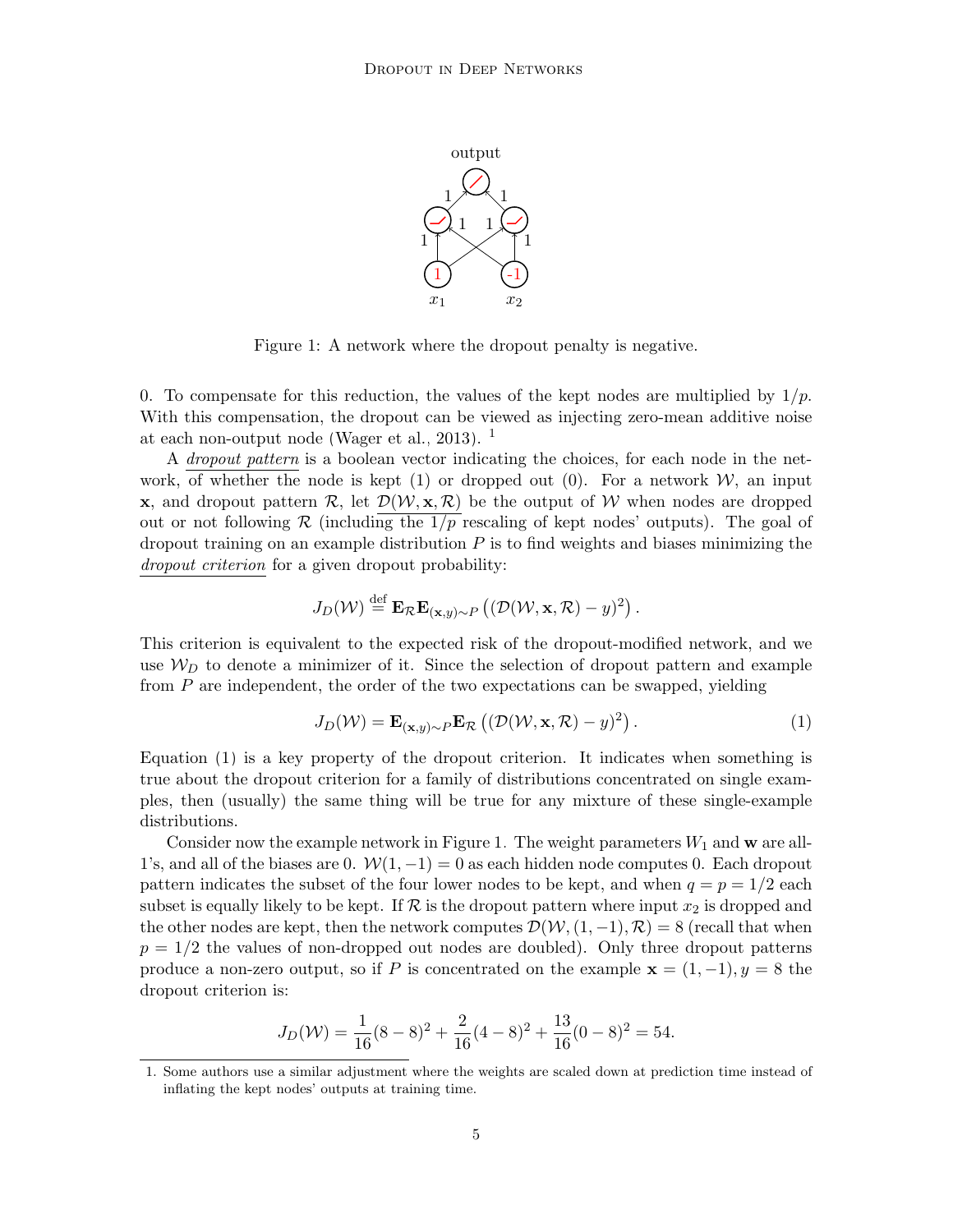Figure 1: A network where the dropout penalty is negative.

0. To compensate for this reduction, the values of the kept nodes are multiplied by $1/p$. With this compensation, the dropout can be viewed as injecting zero-mean additive noise at each non-output node (Wager et al., 2013). [1]

A *dropout pattern* is a boolean vector indicating the choices, for each node in the network, of whether the node is kept (1) or dropped out (0). For a network $\mathcal{W}$, an input $\mathbf{x}$, and dropout pattern $\mathcal{R}$, let $\mathcal{D}(\mathcal{W}, \mathbf{x}, \mathcal{R})$ be the output of $\mathcal{W}$ when nodes are dropped out or not following $\mathcal{R}$ (including the $1/p$ rescaling of kept nodes' outputs). The goal of dropout training on an example distribution $P$ is to find weights and biases minimizing the *dropout criterion* for a given dropout probability:

$$J_D(\mathcal{W}) \stackrel{\text{def}}{=} \mathbf{E}_{\mathcal{R}} \mathbf{E}_{(\mathbf{x},y)\sim P} \left( (\mathcal{D}(\mathcal{W}, \mathbf{x}, \mathcal{R}) - y)^2 \right).$$

This criterion is equivalent to the expected risk of the dropout-modified network, and we use $\mathcal{W}_D$ to denote a minimizer of it. Since the selection of dropout pattern and example from $P$ are independent, the order of the two expectations can be swapped, yielding

$$J_D(\mathcal{W}) = \mathbf{E}_{(\mathbf{x},y)\sim P} \mathbf{E}_{\mathcal{R}} \left( (\mathcal{D}(\mathcal{W}, \mathbf{x}, \mathcal{R}) - y)^2 \right). \tag{1}$$

Equation (1) is a key property of the dropout criterion. It indicates when something is true about the dropout criterion for a family of distributions concentrated on single examples, then (usually) the same thing will be true for any mixture of these single-example distributions.

Consider now the example network in Figure 1. The weight parameters $W_1$ and $\mathbf{w}$ are all-1's, and all of the biases are 0. $\mathcal{W}(1, -1) = 0$ as each hidden node computes 0. Each dropout pattern indicates the subset of the four lower nodes to be kept, and when $q = p = 1/2$ each subset is equally likely to be kept. If $\mathcal{R}$ is the dropout pattern where input $x_2$ is dropped and the other nodes are kept, then the network computes $\mathcal{D}(\mathcal{W}, (1, -1), \mathcal{R}) = 8$ (recall that when $p = 1/2$ the values of non-dropped out nodes are doubled). Only three dropout patterns produce a non-zero output, so if $P$ is concentrated on the example $\mathbf{x} = (1, -1), y = 8$ the dropout criterion is:

$$J_D(\mathcal{W}) = \frac{1}{16}(8 - 8)^2 + \frac{2}{16}(4 - 8)^2 + \frac{13}{16}(0 - 8)^2 = 54.$$

1. Some authors use a similar adjustment where the weights are scaled down at prediction time instead of inflating the kept nodes' outputs at training time.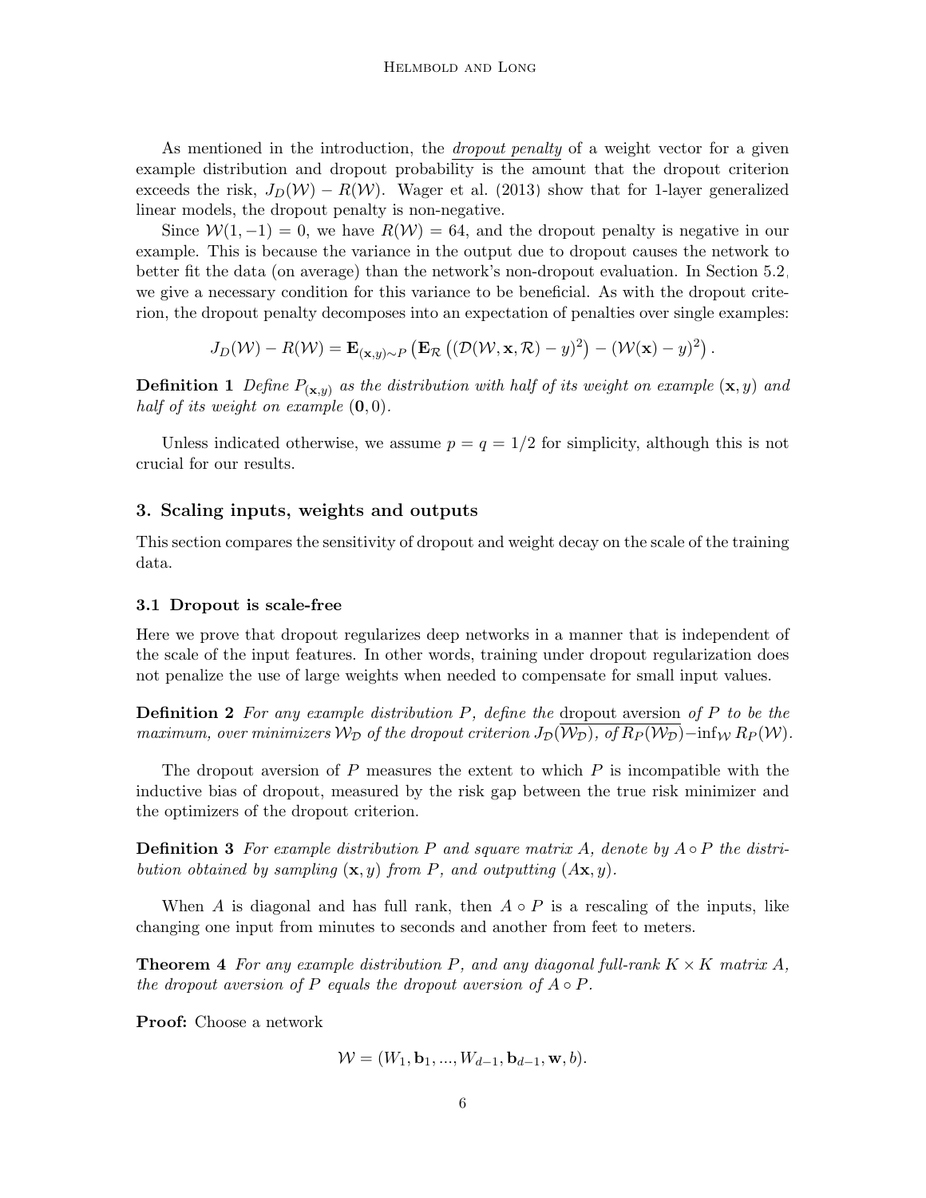As mentioned in the introduction, the <u>*dropout penalty*</u> of a weight vector for a given example distribution and dropout probability is the amount that the dropout criterion exceeds the risk, $J_D(\mathcal{W}) - R(\mathcal{W})$. Wager et al. (2013) show that for 1-layer generalized linear models, the dropout penalty is non-negative.

Since $\mathcal{W}(1, -1) = 0$, we have $R(\mathcal{W}) = 64$, and the dropout penalty is negative in our example. This is because the variance in the output due to dropout causes the network to better fit the data (on average) than the network's non-dropout evaluation. In Section 5.2, we give a necessary condition for this variance to be beneficial. As with the dropout criterion, the dropout penalty decomposes into an expectation of penalties over single examples:

$$J_D(\mathcal{W}) - R(\mathcal{W}) = \mathbf{E}_{(\mathbf{x},y)\sim P}\left(\mathbf{E}_{\mathcal{R}}\left((\mathcal{D}(\mathcal{W}, \mathbf{x}, \mathcal{R}) - y)^2\right) - (\mathcal{W}(\mathbf{x}) - y)^2\right).$$

**Definition 1** *Define $P_{(\mathbf{x},y)}$ as the distribution with half of its weight on example $(\mathbf{x}, y)$ and half of its weight on example $(\mathbf{0}, 0)$.*

Unless indicated otherwise, we assume $p = q = 1/2$ for simplicity, although this is not crucial for our results.

## 3. Scaling inputs, weights and outputs

This section compares the sensitivity of dropout and weight decay on the scale of the training data.

### 3.1 Dropout is scale-free

Here we prove that dropout regularizes deep networks in a manner that is independent of the scale of the input features. In other words, training under dropout regularization does not penalize the use of large weights when needed to compensate for small input values.

**Definition 2** *For any example distribution $P$, define the <u>dropout aversion</u> of $P$ to be the maximum, over minimizers $\mathcal{W}_\mathcal{D}$ of the dropout criterion $J_\mathcal{D}(\mathcal{W}_\mathcal{D})$, of $R_P(\mathcal{W}_\mathcal{D}) - \inf_\mathcal{W} R_P(\mathcal{W})$.*

The dropout aversion of $P$ measures the extent to which $P$ is incompatible with the inductive bias of dropout, measured by the risk gap between the true risk minimizer and the optimizers of the dropout criterion.

**Definition 3** *For example distribution $P$ and square matrix $A$, denote by $A \circ P$ the distribution obtained by sampling $(\mathbf{x}, y)$ from $P$, and outputting $(A\mathbf{x}, y)$.*

When $A$ is diagonal and has full rank, then $A \circ P$ is a rescaling of the inputs, like changing one input from minutes to seconds and another from feet to meters.

**Theorem 4** *For any example distribution $P$, and any diagonal full-rank $K \times K$ matrix $A$, the dropout aversion of $P$ equals the dropout aversion of $A \circ P$.*

**Proof:** Choose a network

$$\mathcal{W} = (W_1, \mathbf{b}_1, ..., W_{d-1}, \mathbf{b}_{d-1}, \mathbf{w}, b).$$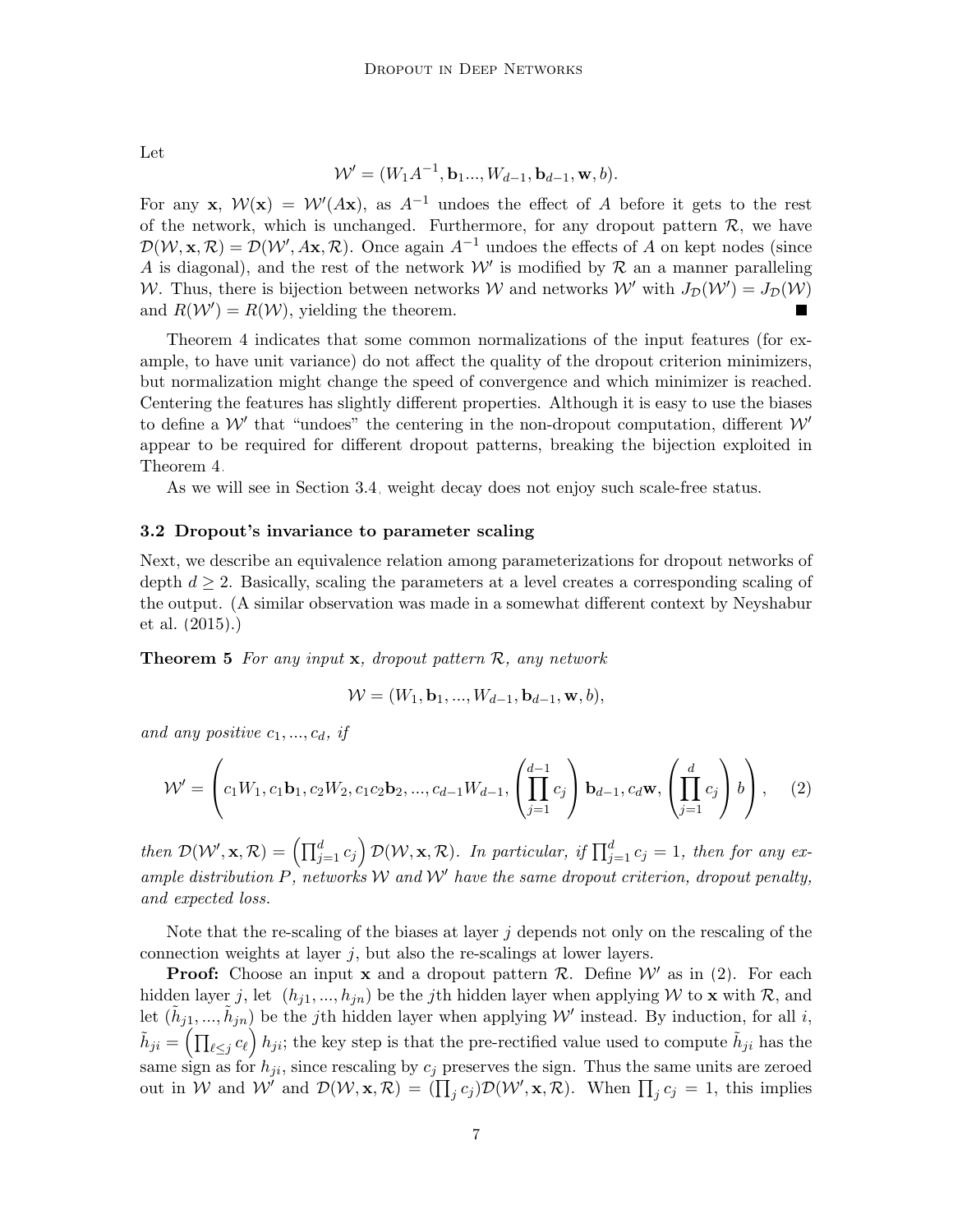Let

$$\mathcal{W}' = (W_1 A^{-1}, \mathbf{b}_1 ..., W_{d-1}, \mathbf{b}_{d-1}, \mathbf{w}, b).$$

For any $\mathbf{x}$, $\mathcal{W}(\mathbf{x}) = \mathcal{W}'(A\mathbf{x})$, as $A^{-1}$ undoes the effect of $A$ before it gets to the rest of the network, which is unchanged. Furthermore, for any dropout pattern $\mathcal{R}$, we have $\mathcal{D}(\mathcal{W}, \mathbf{x}, \mathcal{R}) = \mathcal{D}(\mathcal{W}', A\mathbf{x}, \mathcal{R})$. Once again $A^{-1}$ undoes the effects of $A$ on kept nodes (since $A$ is diagonal), and the rest of the network $\mathcal{W}'$ is modified by $\mathcal{R}$ an a manner paralleling $\mathcal{W}$. Thus, there is bijection between networks $\mathcal{W}$ and networks $\mathcal{W}'$ with $J_{\mathcal{D}}(\mathcal{W}') = J_{\mathcal{D}}(\mathcal{W})$ and $R(\mathcal{W}') = R(\mathcal{W})$, yielding the theorem. ■

Theorem 4 indicates that some common normalizations of the input features (for example, to have unit variance) do not affect the quality of the dropout criterion minimizers, but normalization might change the speed of convergence and which minimizer is reached. Centering the features has slightly different properties. Although it is easy to use the biases to define a $\mathcal{W}'$ that "undoes" the centering in the non-dropout computation, different $\mathcal{W}'$ appear to be required for different dropout patterns, breaking the bijection exploited in Theorem 4.

As we will see in Section 3.4, weight decay does not enjoy such scale-free status.

### 3.2 Dropout's invariance to parameter scaling

Next, we describe an equivalence relation among parameterizations for dropout networks of depth $d \geq 2$. Basically, scaling the parameters at a level creates a corresponding scaling of the output. (A similar observation was made in a somewhat different context by Neyshabur et al. (2015).)

**Theorem 5** *For any input* $\mathbf{x}$*, dropout pattern* $\mathcal{R}$*, any network*

$$\mathcal{W} = (W_1, \mathbf{b}_1, ..., W_{d-1}, \mathbf{b}_{d-1}, \mathbf{w}, b),$$

*and any positive* $c_1, ..., c_d$*, if*

$$\mathcal{W}' = \left( c_1 W_1, c_1 \mathbf{b}_1, c_2 W_2, c_1 c_2 \mathbf{b}_2, ..., c_{d-1} W_{d-1}, \left( \prod_{j=1}^{d-1} c_j \right) \mathbf{b}_{d-1}, c_d \mathbf{w}, \left( \prod_{j=1}^{d} c_j \right) b \right), \qquad (2)$$

*then* $\mathcal{D}(\mathcal{W}', \mathbf{x}, \mathcal{R}) = \left( \prod_{j=1}^{d} c_j \right) \mathcal{D}(\mathcal{W}, \mathbf{x}, \mathcal{R})$*. In particular, if* $\prod_{j=1}^{d} c_j = 1$*, then for any example distribution* $P$*, networks* $\mathcal{W}$ *and* $\mathcal{W}'$ *have the same dropout criterion, dropout penalty, and expected loss.*

Note that the re-scaling of the biases at layer $j$ depends not only on the rescaling of the connection weights at layer $j$, but also the re-scalings at lower layers.

**Proof:** Choose an input $\mathbf{x}$ and a dropout pattern $\mathcal{R}$. Define $\mathcal{W}'$ as in (2). For each hidden layer $j$, let $(h_{j1}, ..., h_{jn})$ be the $j$th hidden layer when applying $\mathcal{W}$ to $\mathbf{x}$ with $\mathcal{R}$, and let $(\tilde{h}_{j1}, ..., \tilde{h}_{jn})$ be the $j$th hidden layer when applying $\mathcal{W}'$ instead. By induction, for all $i$, $\tilde{h}_{ji} = \left( \prod_{\ell \leq j} c_\ell \right) h_{ji}$; the key step is that the pre-rectified value used to compute $\tilde{h}_{ji}$ has the same sign as for $h_{ji}$, since rescaling by $c_j$ preserves the sign. Thus the same units are zeroed out in $\mathcal{W}$ and $\mathcal{W}'$ and $\mathcal{D}(\mathcal{W}, \mathbf{x}, \mathcal{R}) = (\prod_j c_j) \mathcal{D}(\mathcal{W}', \mathbf{x}, \mathcal{R})$. When $\prod_j c_j = 1$, this implies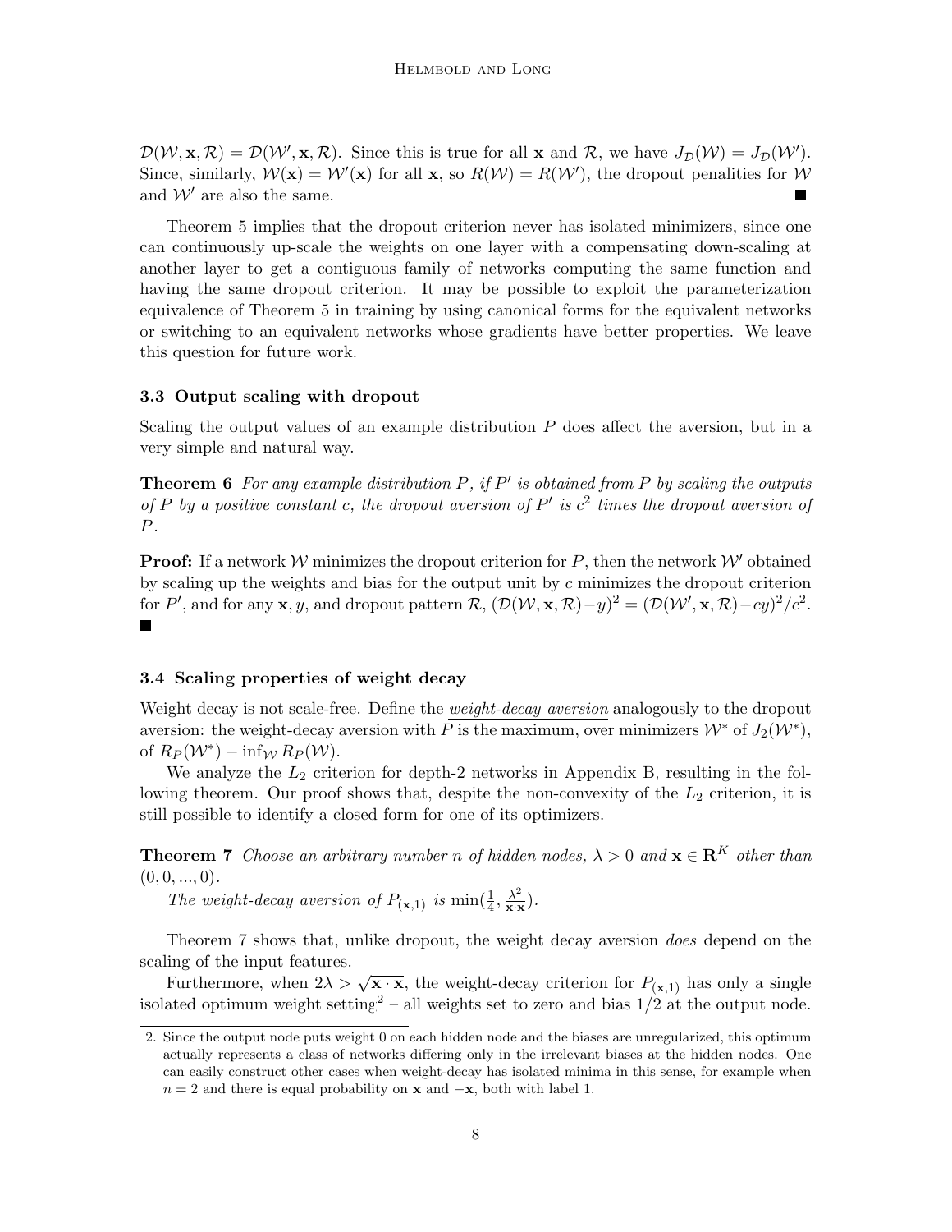$\mathcal{D}(\mathcal{W}, \mathbf{x}, \mathcal{R}) = \mathcal{D}(\mathcal{W}', \mathbf{x}, \mathcal{R})$. Since this is true for all $\mathbf{x}$ and $\mathcal{R}$, we have $J_{\mathcal{D}}(\mathcal{W}) = J_{\mathcal{D}}(\mathcal{W}')$. Since, similarly, $\mathcal{W}(\mathbf{x}) = \mathcal{W}'(\mathbf{x})$ for all $\mathbf{x}$, so $R(\mathcal{W}) = R(\mathcal{W}')$, the dropout penalities for $\mathcal{W}$ and $\mathcal{W}'$ are also the same. ■

Theorem 5 implies that the dropout criterion never has isolated minimizers, since one can continuously up-scale the weights on one layer with a compensating down-scaling at another layer to get a contiguous family of networks computing the same function and having the same dropout criterion. It may be possible to exploit the parameterization equivalence of Theorem 5 in training by using canonical forms for the equivalent networks or switching to an equivalent networks whose gradients have better properties. We leave this question for future work.

### 3.3 Output scaling with dropout

Scaling the output values of an example distribution $P$ does affect the aversion, but in a very simple and natural way.

**Theorem 6** *For any example distribution $P$, if $P'$ is obtained from $P$ by scaling the outputs of $P$ by a positive constant $c$, the dropout aversion of $P'$ is $c^2$ times the dropout aversion of $P$.*

**Proof:** If a network $\mathcal{W}$ minimizes the dropout criterion for $P$, then the network $\mathcal{W}'$ obtained by scaling up the weights and bias for the output unit by $c$ minimizes the dropout criterion for $P'$, and for any $\mathbf{x}, y$, and dropout pattern $\mathcal{R}$, $(\mathcal{D}(\mathcal{W}, \mathbf{x}, \mathcal{R}) - y)^2 = (\mathcal{D}(\mathcal{W}', \mathbf{x}, \mathcal{R}) - cy)^2 / c^2$. ■

### 3.4 Scaling properties of weight decay

Weight decay is not scale-free. Define the <u>*weight-decay aversion*</u> analogously to the dropout aversion: the weight-decay aversion with $P$ is the maximum, over minimizers $\mathcal{W}^*$ of $J_2(\mathcal{W}^*)$, of $R_P(\mathcal{W}^*) - \inf_{\mathcal{W}} R_P(\mathcal{W})$.

We analyze the $L_2$ criterion for depth-2 networks in Appendix B, resulting in the following theorem. Our proof shows that, despite the non-convexity of the $L_2$ criterion, it is still possible to identify a closed form for one of its optimizers.

**Theorem 7** *Choose an arbitrary number $n$ of hidden nodes, $\lambda > 0$ and $\mathbf{x} \in \mathbf{R}^K$ other than $(0, 0, ..., 0)$.*

*The weight-decay aversion of $P_{(\mathbf{x},1)}$ is $\min(\frac{1}{4}, \frac{\lambda^2}{\mathbf{x} \cdot \mathbf{x}})$.*

Theorem 7 shows that, unlike dropout, the weight decay aversion *does* depend on the scaling of the input features.

Furthermore, when $2\lambda > \sqrt{\mathbf{x} \cdot \mathbf{x}}$, the weight-decay criterion for $P_{(\mathbf{x},1)}$ has only a single isolated optimum weight setting[2] – all weights set to zero and bias $1/2$ at the output node.

2. Since the output node puts weight 0 on each hidden node and the biases are unregularized, this optimum actually represents a class of networks differing only in the irrelevant biases at the hidden nodes. One can easily construct other cases when weight-decay has isolated minima in this sense, for example when $n = 2$ and there is equal probability on $\mathbf{x}$ and $-\mathbf{x}$, both with label 1.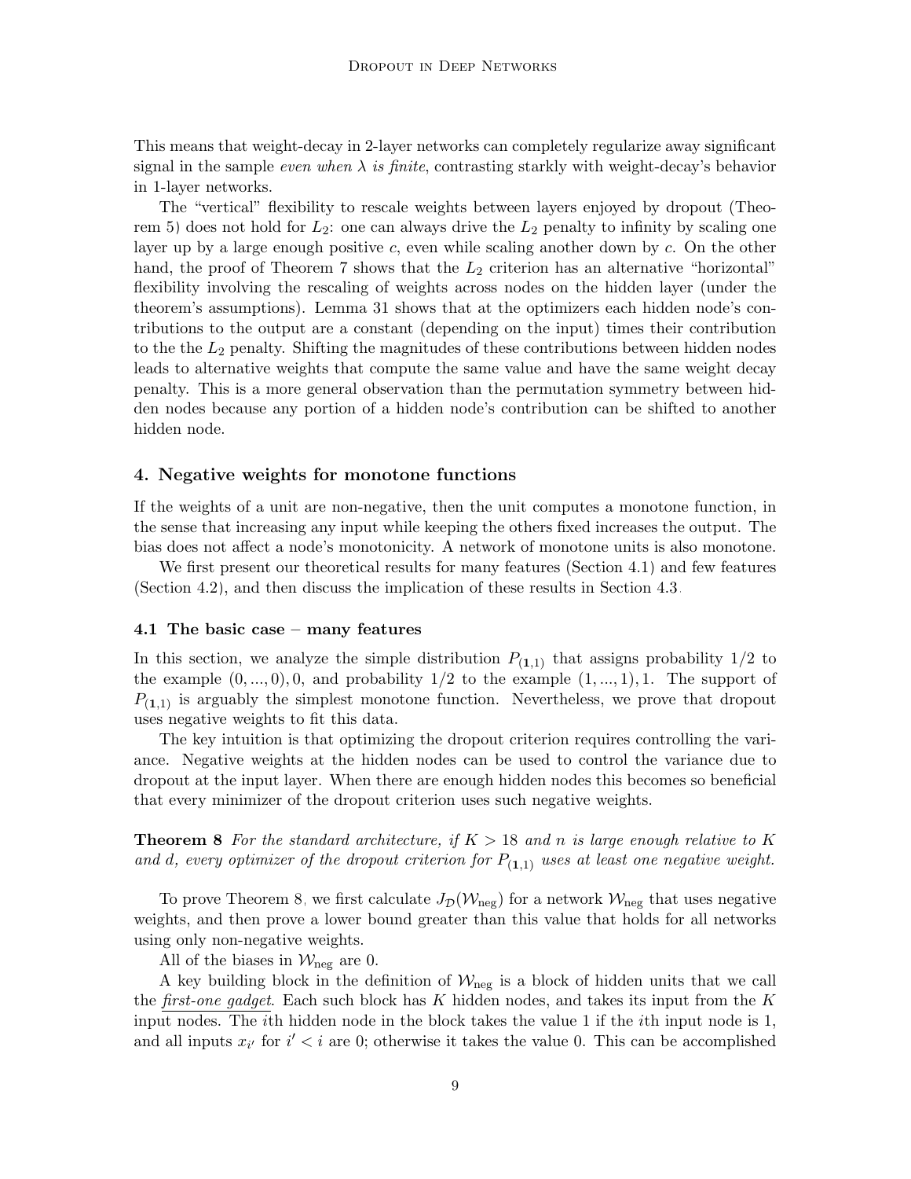This means that weight-decay in 2-layer networks can completely regularize away significant signal in the sample *even when $\lambda$ is finite*, contrasting starkly with weight-decay's behavior in 1-layer networks.

The "vertical" flexibility to rescale weights between layers enjoyed by dropout (Theorem 5) does not hold for $L_2$: one can always drive the $L_2$ penalty to infinity by scaling one layer up by a large enough positive $c$, even while scaling another down by $c$. On the other hand, the proof of Theorem 7 shows that the $L_2$ criterion has an alternative "horizontal" flexibility involving the rescaling of weights across nodes on the hidden layer (under the theorem's assumptions). Lemma 31 shows that at the optimizers each hidden node's contributions to the output are a constant (depending on the input) times their contribution to the the $L_2$ penalty. Shifting the magnitudes of these contributions between hidden nodes leads to alternative weights that compute the same value and have the same weight decay penalty. This is a more general observation than the permutation symmetry between hidden nodes because any portion of a hidden node's contribution can be shifted to another hidden node.

## 4. Negative weights for monotone functions

If the weights of a unit are non-negative, then the unit computes a monotone function, in the sense that increasing any input while keeping the others fixed increases the output. The bias does not affect a node's monotonicity. A network of monotone units is also monotone.

We first present our theoretical results for many features (Section 4.1) and few features (Section 4.2), and then discuss the implication of these results in Section 4.3.

### 4.1 The basic case – many features

In this section, we analyze the simple distribution $P_{(\mathbf{1},1)}$ that assigns probability 1/2 to the example $(0, ..., 0), 0$, and probability 1/2 to the example $(1, ..., 1), 1$. The support of $P_{(\mathbf{1},1)}$ is arguably the simplest monotone function. Nevertheless, we prove that dropout uses negative weights to fit this data.

The key intuition is that optimizing the dropout criterion requires controlling the variance. Negative weights at the hidden nodes can be used to control the variance due to dropout at the input layer. When there are enough hidden nodes this becomes so beneficial that every minimizer of the dropout criterion uses such negative weights.

**Theorem 8** *For the standard architecture, if $K > 18$ and $n$ is large enough relative to $K$ and $d$, every optimizer of the dropout criterion for $P_{(\mathbf{1},1)}$ uses at least one negative weight.*

To prove Theorem 8, we first calculate $J_{\mathcal{D}}(\mathcal{W}_{\text{neg}})$ for a network $\mathcal{W}_{\text{neg}}$ that uses negative weights, and then prove a lower bound greater than this value that holds for all networks using only non-negative weights.

All of the biases in $\mathcal{W}_{\text{neg}}$ are 0.

A key building block in the definition of $\mathcal{W}_{\text{neg}}$ is a block of hidden units that we call the *first-one gadget*. Each such block has $K$ hidden nodes, and takes its input from the $K$ input nodes. The $i$th hidden node in the block takes the value 1 if the $i$th input node is 1, and all inputs $x_{i'}$ for $i' < i$ are 0; otherwise it takes the value 0. This can be accomplished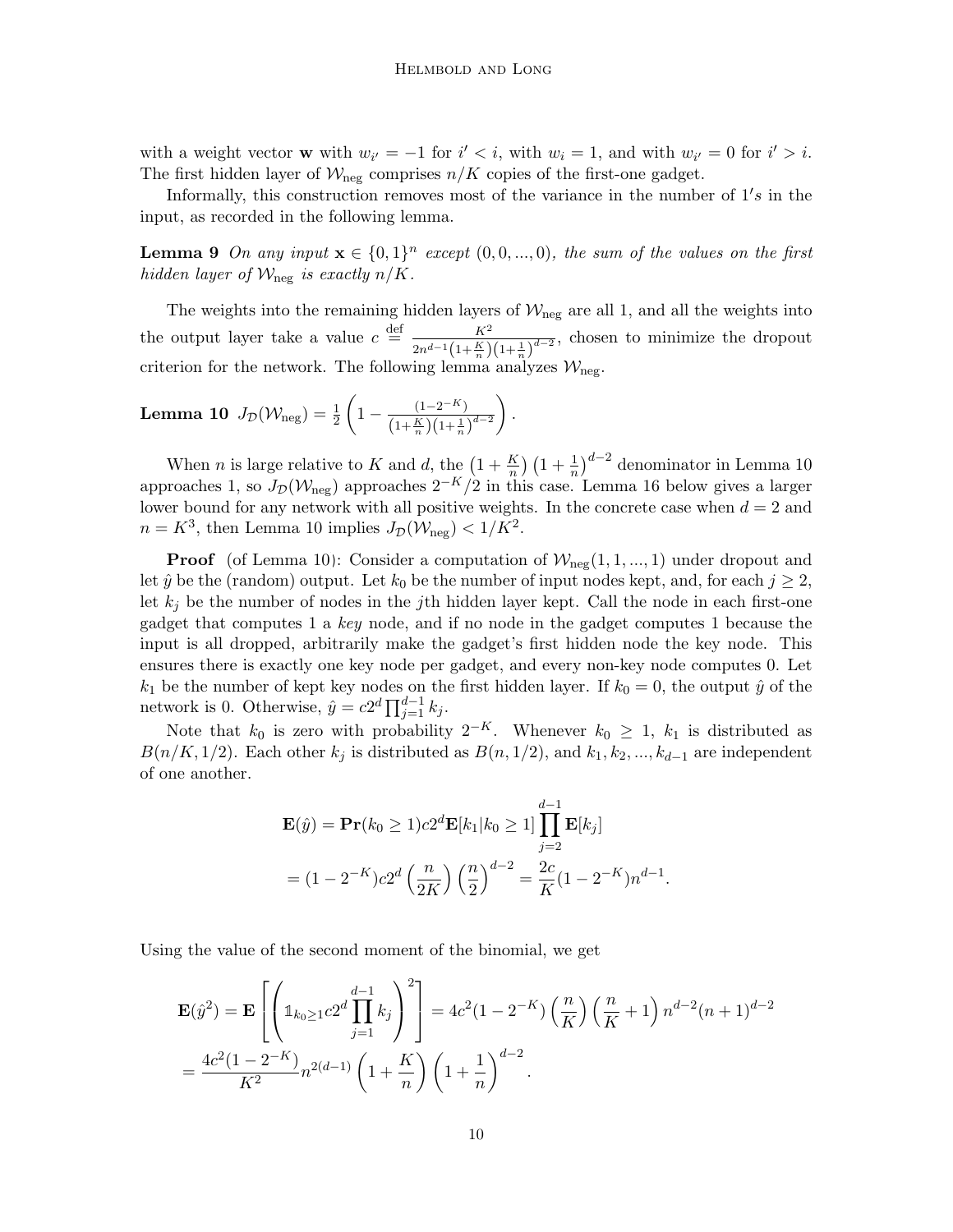with a weight vector $\mathbf{w}$ with $w_{i'} = -1$ for $i' < i$, with $w_i = 1$, and with $w_{i'} = 0$ for $i' > i$. The first hidden layer of $\mathcal{W}_{\text{neg}}$ comprises $n/K$ copies of the first-one gadget.

Informally, this construction removes most of the variance in the number of $1's$ in the input, as recorded in the following lemma.

**Lemma 9** *On any input $\mathbf{x} \in \{0,1\}^n$ except $(0,0,...,0)$, the sum of the values on the first hidden layer of $\mathcal{W}_{\text{neg}}$ is exactly $n/K$.*

The weights into the remaining hidden layers of $\mathcal{W}_{\text{neg}}$ are all 1, and all the weights into the output layer take a value $c \stackrel{\text{def}}{=} \frac{K^2}{2n^{d-1}\left(1+\frac{K}{n}\right)\left(1+\frac{1}{n}\right)^{d-2}}$, chosen to minimize the dropout criterion for the network. The following lemma analyzes $\mathcal{W}_{\text{neg}}$.

**Lemma 10** $J_{\mathcal{D}}(\mathcal{W}_{\text{neg}}) = \frac{1}{2}\left(1 - \frac{(1-2^{-K})}{\left(1+\frac{K}{n}\right)\left(1+\frac{1}{n}\right)^{d-2}}\right).$

When $n$ is large relative to $K$ and $d$, the $\left(1+\frac{K}{n}\right)\left(1+\frac{1}{n}\right)^{d-2}$ denominator in Lemma 10 approaches 1, so $J_{\mathcal{D}}(\mathcal{W}_{\text{neg}})$ approaches $2^{-K}/2$ in this case. Lemma 16 below gives a larger lower bound for any network with all positive weights. In the concrete case when $d = 2$ and $n = K^3$, then Lemma 10 implies $J_{\mathcal{D}}(\mathcal{W}_{\text{neg}}) < 1/K^2$.

**Proof** (of Lemma 10): Consider a computation of $\mathcal{W}_{\text{neg}}(1,1,...,1)$ under dropout and let $\hat{y}$ be the (random) output. Let $k_0$ be the number of input nodes kept, and, for each $j \geq 2$, let $k_j$ be the number of nodes in the $j$th hidden layer kept. Call the node in each first-one gadget that computes 1 a *key* node, and if no node in the gadget computes 1 because the input is all dropped, arbitrarily make the gadget's first hidden node the key node. This ensures there is exactly one key node per gadget, and every non-key node computes 0. Let $k_1$ be the number of kept key nodes on the first hidden layer. If $k_0 = 0$, the output $\hat{y}$ of the network is 0. Otherwise, $\hat{y} = c2^d \prod_{j=1}^{d-1} k_j$.

Note that $k_0$ is zero with probability $2^{-K}$. Whenever $k_0 \geq 1$, $k_1$ is distributed as $B(n/K, 1/2)$. Each other $k_j$ is distributed as $B(n, 1/2)$, and $k_1, k_2, ..., k_{d-1}$ are independent of one another.

$$\mathbf{E}(\hat{y}) = \mathbf{Pr}(k_0 \geq 1) c 2^d \mathbf{E}[k_1 | k_0 \geq 1] \prod_{j=2}^{d-1} \mathbf{E}[k_j]$$
$$= (1-2^{-K}) c 2^d \left(\frac{n}{2K}\right)\left(\frac{n}{2}\right)^{d-2} = \frac{2c}{K}(1-2^{-K}) n^{d-1}.$$

Using the value of the second moment of the binomial, we get

$$\mathbf{E}(\hat{y}^2) = \mathbf{E}\left[\left(\mathbb{1}_{k_0 \geq 1} c 2^d \prod_{j=1}^{d-1} k_j\right)^2\right] = 4c^2(1-2^{-K})\left(\frac{n}{K}\right)\left(\frac{n}{K}+1\right) n^{d-2}(n+1)^{d-2}$$
$$= \frac{4c^2(1-2^{-K})}{K^2} n^{2(d-1)} \left(1+\frac{K}{n}\right)\left(1+\frac{1}{n}\right)^{d-2}.$$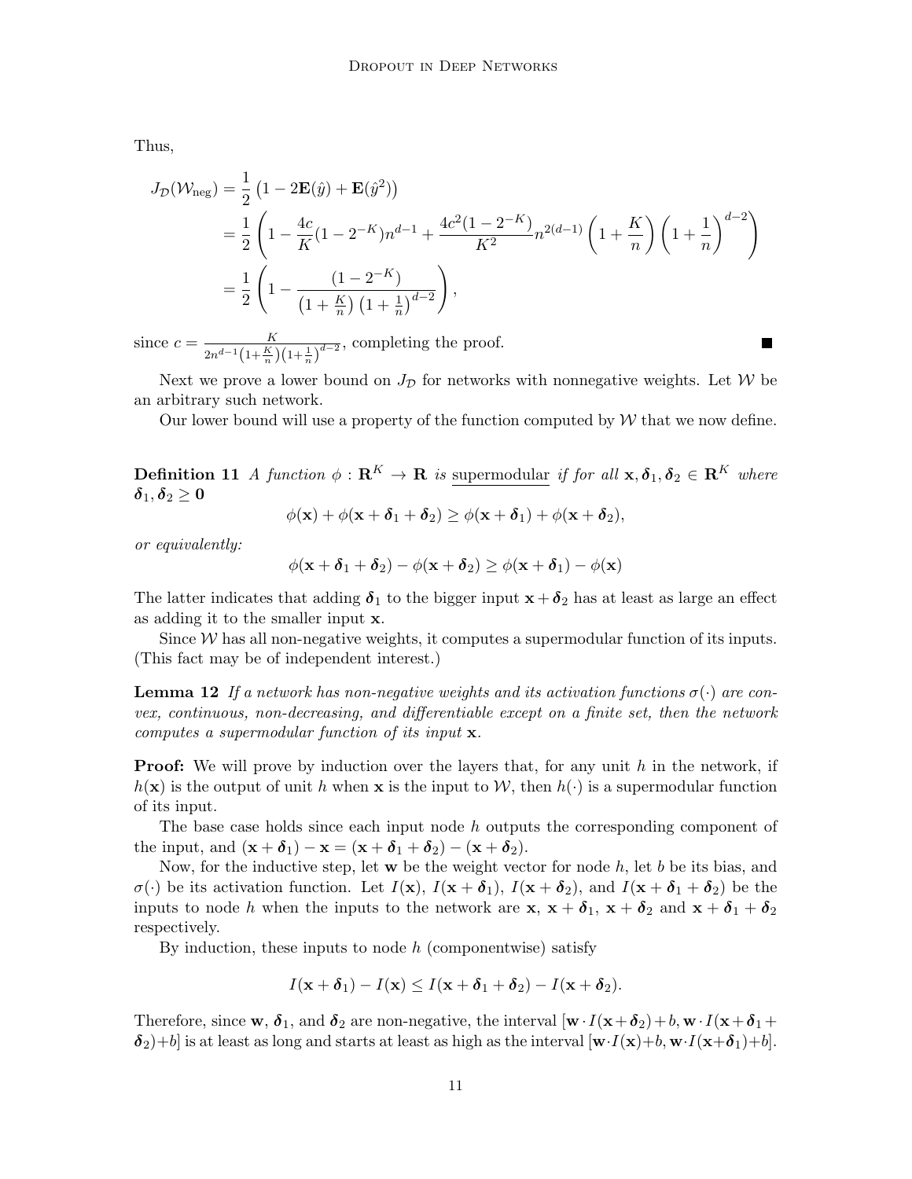Thus,

$$
\begin{aligned}
J_{\mathcal{D}}(\mathcal{W}_{\text{neg}}) &= \frac{1}{2}\left(1 - 2\mathbf{E}(\hat{y}) + \mathbf{E}(\hat{y}^2)\right) \\
&= \frac{1}{2}\left(1 - \frac{4c}{K}(1-2^{-K})n^{d-1} + \frac{4c^2(1-2^{-K})}{K^2}n^{2(d-1)}\left(1+\frac{K}{n}\right)\left(1+\frac{1}{n}\right)^{d-2}\right) \\
&= \frac{1}{2}\left(1 - \frac{(1-2^{-K})}{\left(1+\frac{K}{n}\right)\left(1+\frac{1}{n}\right)^{d-2}}\right),
\end{aligned}
$$

since $c = \frac{K}{2n^{d-1}\left(1+\frac{K}{n}\right)\left(1+\frac{1}{n}\right)^{d-2}}$, completing the proof. ■

Next we prove a lower bound on $J_{\mathcal{D}}$ for networks with nonnegative weights. Let $\mathcal{W}$ be an arbitrary such network.

Our lower bound will use a property of the function computed by $\mathcal{W}$ that we now define.

**Definition 11** *A function $\phi : \mathbf{R}^K \to \mathbf{R}$ is* <u>supermodular</u> *if for all $\mathbf{x}, \boldsymbol{\delta}_1, \boldsymbol{\delta}_2 \in \mathbf{R}^K$ where $\boldsymbol{\delta}_1, \boldsymbol{\delta}_2 \geq \mathbf{0}$*

$$\phi(\mathbf{x}) + \phi(\mathbf{x} + \boldsymbol{\delta}_1 + \boldsymbol{\delta}_2) \geq \phi(\mathbf{x} + \boldsymbol{\delta}_1) + \phi(\mathbf{x} + \boldsymbol{\delta}_2),$$

*or equivalently:*

$$\phi(\mathbf{x} + \boldsymbol{\delta}_1 + \boldsymbol{\delta}_2) - \phi(\mathbf{x} + \boldsymbol{\delta}_2) \geq \phi(\mathbf{x} + \boldsymbol{\delta}_1) - \phi(\mathbf{x})$$

The latter indicates that adding $\boldsymbol{\delta}_1$ to the bigger input $\mathbf{x} + \boldsymbol{\delta}_2$ has at least as large an effect as adding it to the smaller input $\mathbf{x}$.

Since $\mathcal{W}$ has all non-negative weights, it computes a supermodular function of its inputs. (This fact may be of independent interest.)

**Lemma 12** *If a network has non-negative weights and its activation functions $\sigma(\cdot)$ are convex, continuous, non-decreasing, and differentiable except on a finite set, then the network computes a supermodular function of its input $\mathbf{x}$.*

**Proof:** We will prove by induction over the layers that, for any unit $h$ in the network, if $h(\mathbf{x})$ is the output of unit $h$ when $\mathbf{x}$ is the input to $\mathcal{W}$, then $h(\cdot)$ is a supermodular function of its input.

The base case holds since each input node $h$ outputs the corresponding component of the input, and $(\mathbf{x} + \boldsymbol{\delta}_1) - \mathbf{x} = (\mathbf{x} + \boldsymbol{\delta}_1 + \boldsymbol{\delta}_2) - (\mathbf{x} + \boldsymbol{\delta}_2)$.

Now, for the inductive step, let $\mathbf{w}$ be the weight vector for node $h$, let $b$ be its bias, and $\sigma(\cdot)$ be its activation function. Let $I(\mathbf{x})$, $I(\mathbf{x} + \boldsymbol{\delta}_1)$, $I(\mathbf{x} + \boldsymbol{\delta}_2)$, and $I(\mathbf{x} + \boldsymbol{\delta}_1 + \boldsymbol{\delta}_2)$ be the inputs to node $h$ when the inputs to the network are $\mathbf{x}$, $\mathbf{x} + \boldsymbol{\delta}_1$, $\mathbf{x} + \boldsymbol{\delta}_2$ and $\mathbf{x} + \boldsymbol{\delta}_1 + \boldsymbol{\delta}_2$ respectively.

By induction, these inputs to node $h$ (componentwise) satisfy

$$I(\mathbf{x} + \boldsymbol{\delta}_1) - I(\mathbf{x}) \leq I(\mathbf{x} + \boldsymbol{\delta}_1 + \boldsymbol{\delta}_2) - I(\mathbf{x} + \boldsymbol{\delta}_2).$$

Therefore, since $\mathbf{w}$, $\boldsymbol{\delta}_1$, and $\boldsymbol{\delta}_2$ are non-negative, the interval $[\mathbf{w} \cdot I(\mathbf{x} + \boldsymbol{\delta}_2) + b, \mathbf{w} \cdot I(\mathbf{x} + \boldsymbol{\delta}_1 + \boldsymbol{\delta}_2) + b]$ is at least as long and starts at least as high as the interval $[\mathbf{w} \cdot I(\mathbf{x}) + b, \mathbf{w} \cdot I(\mathbf{x} + \boldsymbol{\delta}_1) + b]$.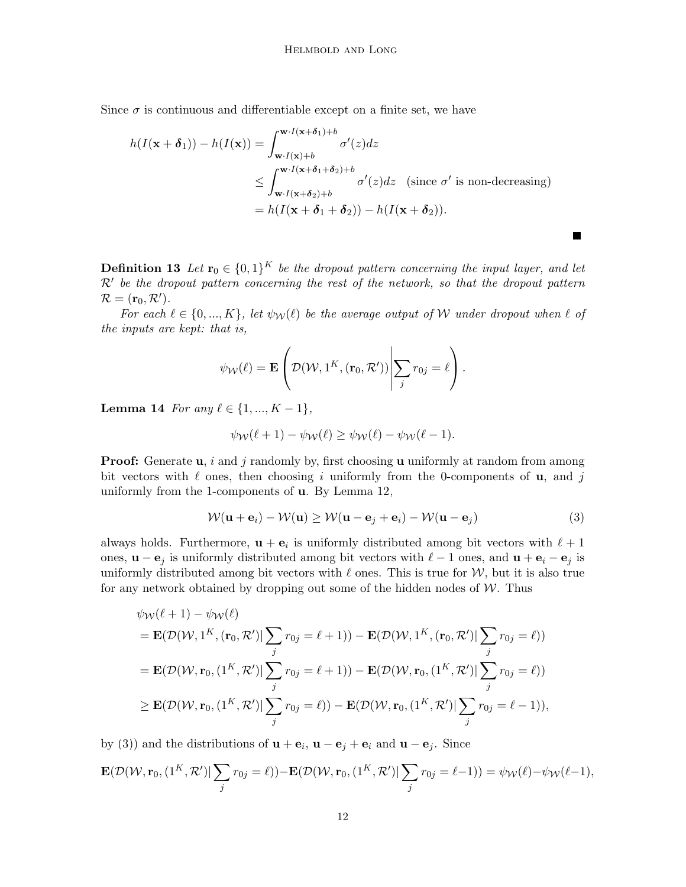Since $\sigma$ is continuous and differentiable except on a finite set, we have

$$
\begin{aligned}
h(I(\mathbf{x}+\boldsymbol{\delta}_1)) - h(I(\mathbf{x})) &= \int_{\mathbf{w}\cdot I(\mathbf{x})+b}^{\mathbf{w}\cdot I(\mathbf{x}+\boldsymbol{\delta}_1)+b} \sigma'(z)dz \\
&\leq \int_{\mathbf{w}\cdot I(\mathbf{x}+\boldsymbol{\delta}_2)+b}^{\mathbf{w}\cdot I(\mathbf{x}+\boldsymbol{\delta}_1+\boldsymbol{\delta}_2)+b} \sigma'(z)dz \quad \text{(since } \sigma' \text{ is non-decreasing)} \\
&= h(I(\mathbf{x}+\boldsymbol{\delta}_1+\boldsymbol{\delta}_2)) - h(I(\mathbf{x}+\boldsymbol{\delta}_2)).
\end{aligned}
$$

■

**Definition 13** *Let $\mathbf{r}_0 \in \{0,1\}^K$ be the dropout pattern concerning the input layer, and let $\mathcal{R}'$ be the dropout pattern concerning the rest of the network, so that the dropout pattern $\mathcal{R} = (\mathbf{r}_0, \mathcal{R}')$.*

*For each $\ell \in \{0, ..., K\}$, let $\psi_{\mathcal{W}}(\ell)$ be the average output of $\mathcal{W}$ under dropout when $\ell$ of the inputs are kept: that is,*

$$
\psi_{\mathcal{W}}(\ell) = \mathbf{E}\left( \mathcal{D}(\mathcal{W}, 1^K, (\mathbf{r}_0, \mathcal{R}')) \middle| \sum_j r_{0j} = \ell \right).
$$

**Lemma 14** *For any $\ell \in \{1, ..., K-1\}$,*

$$
\psi_{\mathcal{W}}(\ell+1) - \psi_{\mathcal{W}}(\ell) \geq \psi_{\mathcal{W}}(\ell) - \psi_{\mathcal{W}}(\ell-1).
$$

**Proof:** Generate $\mathbf{u}$, $i$ and $j$ randomly by, first choosing $\mathbf{u}$ uniformly at random from among bit vectors with $\ell$ ones, then choosing $i$ uniformly from the 0-components of $\mathbf{u}$, and $j$ uniformly from the 1-components of $\mathbf{u}$. By Lemma 12,

$$
\mathcal{W}(\mathbf{u}+\mathbf{e}_i) - \mathcal{W}(\mathbf{u}) \geq \mathcal{W}(\mathbf{u}-\mathbf{e}_j+\mathbf{e}_i) - \mathcal{W}(\mathbf{u}-\mathbf{e}_j) \tag{3}
$$

always holds. Furthermore, $\mathbf{u}+\mathbf{e}_i$ is uniformly distributed among bit vectors with $\ell+1$ ones, $\mathbf{u}-\mathbf{e}_j$ is uniformly distributed among bit vectors with $\ell-1$ ones, and $\mathbf{u}+\mathbf{e}_i-\mathbf{e}_j$ is uniformly distributed among bit vectors with $\ell$ ones. This is true for $\mathcal{W}$, but it is also true for any network obtained by dropping out some of the hidden nodes of $\mathcal{W}$. Thus

$$
\begin{aligned}
&\psi_{\mathcal{W}}(\ell+1) - \psi_{\mathcal{W}}(\ell) \\
&= \mathbf{E}(\mathcal{D}(\mathcal{W}, 1^K, (\mathbf{r}_0, \mathcal{R}')| \sum_j r_{0j} = \ell+1)) - \mathbf{E}(\mathcal{D}(\mathcal{W}, 1^K, (\mathbf{r}_0, \mathcal{R}')| \sum_j r_{0j} = \ell)) \\
&= \mathbf{E}(\mathcal{D}(\mathcal{W}, \mathbf{r}_0, (1^K, \mathcal{R}')| \sum_j r_{0j} = \ell+1)) - \mathbf{E}(\mathcal{D}(\mathcal{W}, \mathbf{r}_0, (1^K, \mathcal{R}')| \sum_j r_{0j} = \ell)) \\
&\geq \mathbf{E}(\mathcal{D}(\mathcal{W}, \mathbf{r}_0, (1^K, \mathcal{R}')| \sum_j r_{0j} = \ell)) - \mathbf{E}(\mathcal{D}(\mathcal{W}, \mathbf{r}_0, (1^K, \mathcal{R}')| \sum_j r_{0j} = \ell-1)),
\end{aligned}
$$

by (3)) and the distributions of $\mathbf{u}+\mathbf{e}_i$, $\mathbf{u}-\mathbf{e}_j+\mathbf{e}_i$ and $\mathbf{u}-\mathbf{e}_j$. Since

$$
\mathbf{E}(\mathcal{D}(\mathcal{W}, \mathbf{r}_0, (1^K, \mathcal{R}')| \sum_j r_{0j} = \ell)) - \mathbf{E}(\mathcal{D}(\mathcal{W}, \mathbf{r}_0, (1^K, \mathcal{R}')| \sum_j r_{0j} = \ell-1)) = \psi_{\mathcal{W}}(\ell) - \psi_{\mathcal{W}}(\ell-1),
$$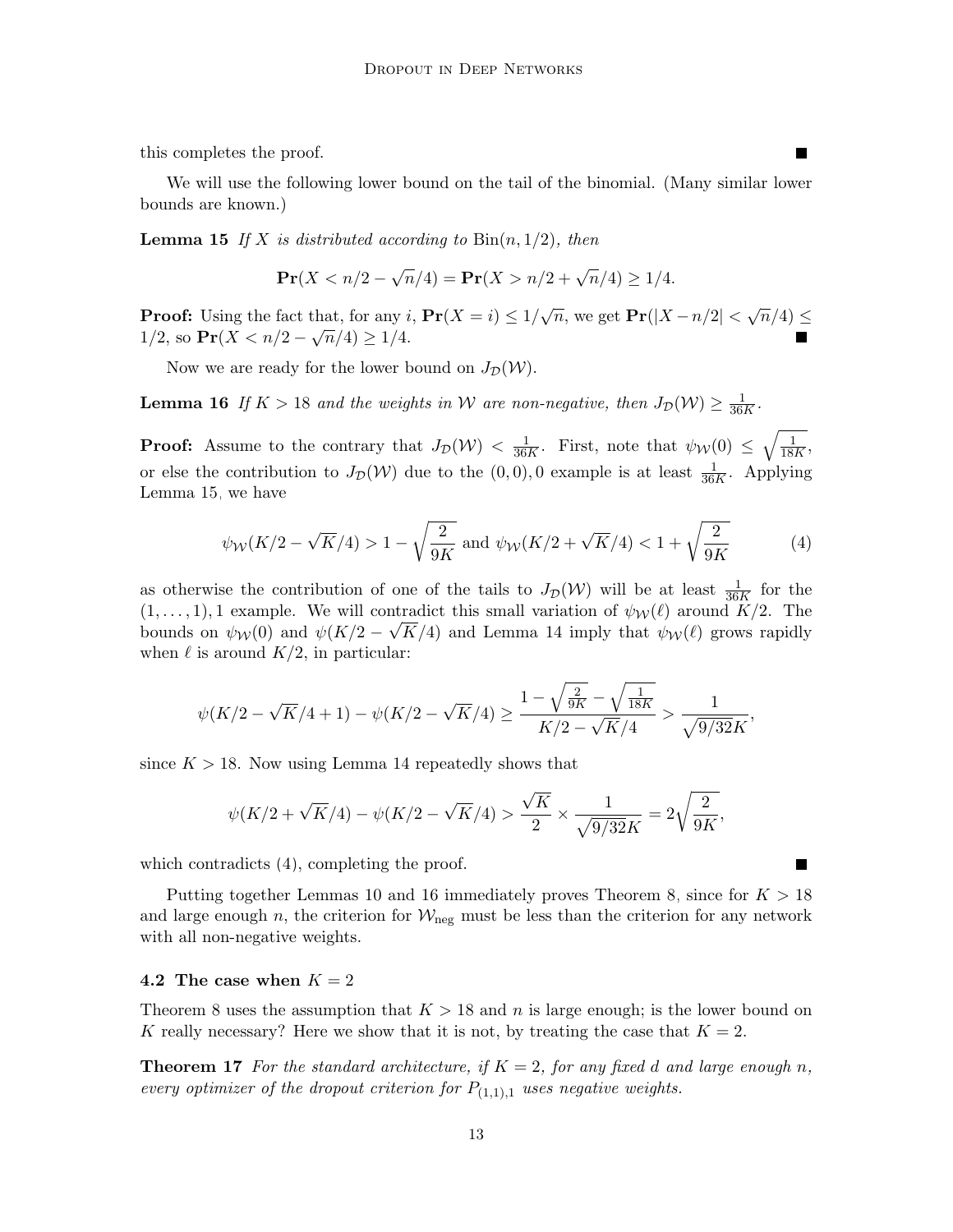this completes the proof. ∎

We will use the following lower bound on the tail of the binomial. (Many similar lower bounds are known.)

**Lemma 15** *If $X$ is distributed according to $\mathrm{Bin}(n, 1/2)$, then*

$$\mathbf{Pr}(X < n/2 - \sqrt{n}/4) = \mathbf{Pr}(X > n/2 + \sqrt{n}/4) \geq 1/4.$$

**Proof:** Using the fact that, for any $i$, $\mathbf{Pr}(X = i) \leq 1/\sqrt{n}$, we get $\mathbf{Pr}(|X - n/2| < \sqrt{n}/4) \leq 1/2$, so $\mathbf{Pr}(X < n/2 - \sqrt{n}/4) \geq 1/4$. ∎

Now we are ready for the lower bound on $J_{\mathcal{D}}(\mathcal{W})$.

**Lemma 16** *If $K > 18$ and the weights in $\mathcal{W}$ are non-negative, then $J_{\mathcal{D}}(\mathcal{W}) \geq \frac{1}{36K}$.*

**Proof:** Assume to the contrary that $J_{\mathcal{D}}(\mathcal{W}) < \frac{1}{36K}$. First, note that $\psi_{\mathcal{W}}(0) \leq \sqrt{\frac{1}{18K}}$, or else the contribution to $J_{\mathcal{D}}(\mathcal{W})$ due to the $(0,0), 0$ example is at least $\frac{1}{36K}$. Applying Lemma 15, we have

$$\psi_{\mathcal{W}}(K/2 - \sqrt{K}/4) > 1 - \sqrt{\frac{2}{9K}} \text{ and } \psi_{\mathcal{W}}(K/2 + \sqrt{K}/4) < 1 + \sqrt{\frac{2}{9K}} \tag{4}$$

as otherwise the contribution of one of the tails to $J_{\mathcal{D}}(\mathcal{W})$ will be at least $\frac{1}{36K}$ for the $(1, \dots, 1), 1$ example. We will contradict this small variation of $\psi_{\mathcal{W}}(\ell)$ around $K/2$. The bounds on $\psi_{\mathcal{W}}(0)$ and $\psi(K/2 - \sqrt{K}/4)$ and Lemma 14 imply that $\psi_{\mathcal{W}}(\ell)$ grows rapidly when $\ell$ is around $K/2$, in particular:

$$\psi(K/2 - \sqrt{K}/4 + 1) - \psi(K/2 - \sqrt{K}/4) \geq \frac{1 - \sqrt{\frac{2}{9K}} - \sqrt{\frac{1}{18K}}}{K/2 - \sqrt{K}/4} > \frac{1}{\sqrt{9/32}K},$$

since $K > 18$. Now using Lemma 14 repeatedly shows that

$$\psi(K/2 + \sqrt{K}/4) - \psi(K/2 - \sqrt{K}/4) > \frac{\sqrt{K}}{2} \times \frac{1}{\sqrt{9/32}K} = 2\sqrt{\frac{2}{9K}},$$

which contradicts (4), completing the proof. ∎

Putting together Lemmas 10 and 16 immediately proves Theorem 8, since for $K > 18$ and large enough $n$, the criterion for $\mathcal{W}_{\mathrm{neg}}$ must be less than the criterion for any network with all non-negative weights.

### 4.2 The case when $K = 2$

Theorem 8 uses the assumption that $K > 18$ and $n$ is large enough; is the lower bound on $K$ really necessary? Here we show that it is not, by treating the case that $K = 2$.

**Theorem 17** *For the standard architecture, if $K = 2$, for any fixed $d$ and large enough $n$, every optimizer of the dropout criterion for $P_{(1,1),1}$ uses negative weights.*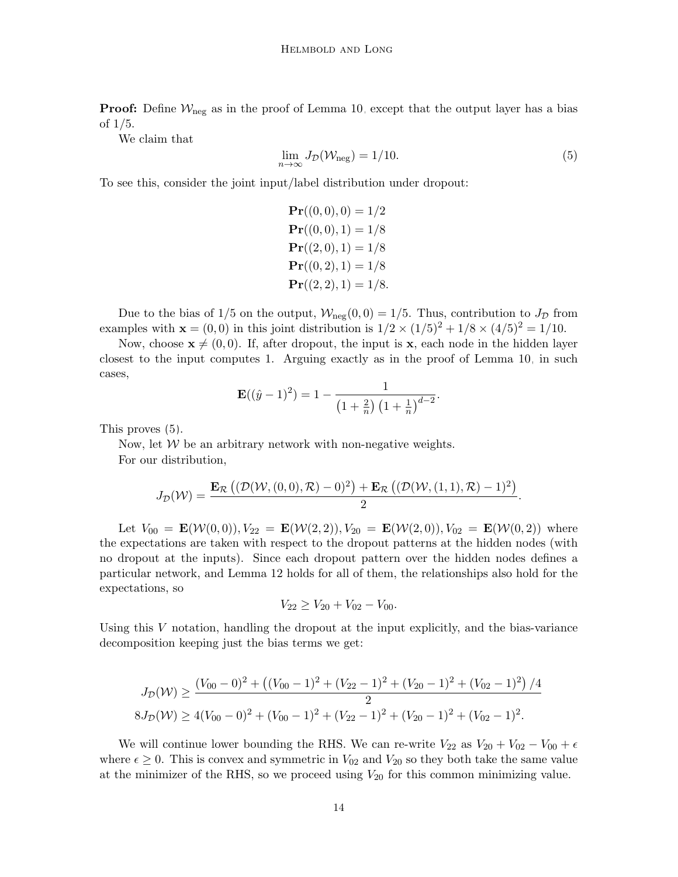**Proof:** Define $\mathcal{W}_{\text{neg}}$ as in the proof of Lemma 10, except that the output layer has a bias of $1/5$.

We claim that

$$\lim_{n\to\infty} J_{\mathcal{D}}(\mathcal{W}_{\text{neg}}) = 1/10. \tag{5}$$

To see this, consider the joint input/label distribution under dropout:

$$\begin{aligned}
\mathbf{Pr}((0,0),0) &= 1/2 \\
\mathbf{Pr}((0,0),1) &= 1/8 \\
\mathbf{Pr}((2,0),1) &= 1/8 \\
\mathbf{Pr}((0,2),1) &= 1/8 \\
\mathbf{Pr}((2,2),1) &= 1/8.
\end{aligned}$$

Due to the bias of $1/5$ on the output, $\mathcal{W}_{\text{neg}}(0,0) = 1/5$. Thus, contribution to $J_{\mathcal{D}}$ from examples with $\mathbf{x} = (0,0)$ in this joint distribution is $1/2 \times (1/5)^2 + 1/8 \times (4/5)^2 = 1/10$.

Now, choose $\mathbf{x} \neq (0,0)$. If, after dropout, the input is $\mathbf{x}$, each node in the hidden layer closest to the input computes 1. Arguing exactly as in the proof of Lemma 10, in such cases,

$$\mathbf{E}((\hat{y}-1)^2) = 1 - \frac{1}{\left(1+\frac{2}{n}\right)\left(1+\frac{1}{n}\right)^{d-2}}.$$

This proves (5).

Now, let $\mathcal{W}$ be an arbitrary network with non-negative weights.

For our distribution,

$$J_{\mathcal{D}}(\mathcal{W}) = \frac{\mathbf{E}_{\mathcal{R}}\left((\mathcal{D}(\mathcal{W},(0,0),\mathcal{R}) - 0)^2\right) + \mathbf{E}_{\mathcal{R}}\left((\mathcal{D}(\mathcal{W},(1,1),\mathcal{R}) - 1)^2\right)}{2}.$$

Let $V_{00} = \mathbf{E}(\mathcal{W}(0,0)), V_{22} = \mathbf{E}(\mathcal{W}(2,2)), V_{20} = \mathbf{E}(\mathcal{W}(2,0)), V_{02} = \mathbf{E}(\mathcal{W}(0,2))$ where the expectations are taken with respect to the dropout patterns at the hidden nodes (with no dropout at the inputs). Since each dropout pattern over the hidden nodes defines a particular network, and Lemma 12 holds for all of them, the relationships also hold for the expectations, so

$$V_{22} \geq V_{20} + V_{02} - V_{00}.$$

Using this $V$ notation, handling the dropout at the input explicitly, and the bias-variance decomposition keeping just the bias terms we get:

$$\begin{aligned}
J_{\mathcal{D}}(\mathcal{W}) &\geq \frac{(V_{00}-0)^2 + \left((V_{00}-1)^2 + (V_{22}-1)^2 + (V_{20}-1)^2 + (V_{02}-1)^2\right)/4}{2} \\
8J_{\mathcal{D}}(\mathcal{W}) &\geq 4(V_{00}-0)^2 + (V_{00}-1)^2 + (V_{22}-1)^2 + (V_{20}-1)^2 + (V_{02}-1)^2.
\end{aligned}$$

We will continue lower bounding the RHS. We can re-write $V_{22}$ as $V_{20} + V_{02} - V_{00} + \epsilon$ where $\epsilon \geq 0$. This is convex and symmetric in $V_{02}$ and $V_{20}$ so they both take the same value at the minimizer of the RHS, so we proceed using $V_{20}$ for this common minimizing value.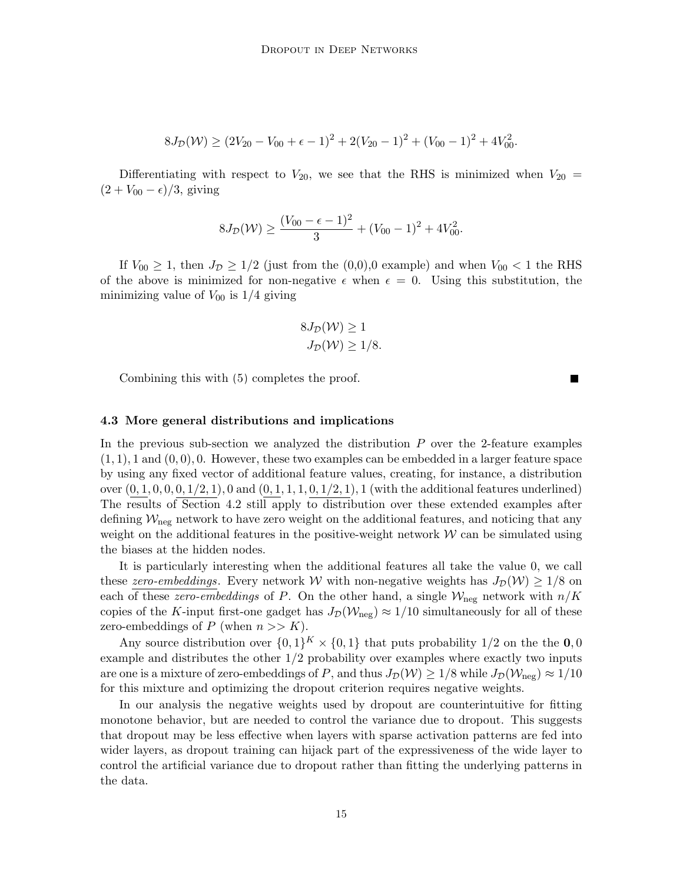$$8J_{\mathcal{D}}(\mathcal{W}) \geq (2V_{20} - V_{00} + \epsilon - 1)^2 + 2(V_{20} - 1)^2 + (V_{00} - 1)^2 + 4V_{00}^2.$$

Differentiating with respect to $V_{20}$, we see that the RHS is minimized when $V_{20} = (2 + V_{00} - \epsilon)/3$, giving

$$8J_{\mathcal{D}}(\mathcal{W}) \geq \frac{(V_{00} - \epsilon - 1)^2}{3} + (V_{00} - 1)^2 + 4V_{00}^2.$$

If $V_{00} \geq 1$, then $J_{\mathcal{D}} \geq 1/2$ (just from the (0,0),0 example) and when $V_{00} < 1$ the RHS of the above is minimized for non-negative $\epsilon$ when $\epsilon = 0$. Using this substitution, the minimizing value of $V_{00}$ is $1/4$ giving

$$8J_{\mathcal{D}}(\mathcal{W}) \geq 1$$
$$J_{\mathcal{D}}(\mathcal{W}) \geq 1/8.$$

Combining this with (5) completes the proof. ■

### 4.3 More general distributions and implications

In the previous sub-section we analyzed the distribution $P$ over the 2-feature examples $(1, 1), 1$ and $(0, 0), 0$. However, these two examples can be embedded in a larger feature space by using any fixed vector of additional feature values, creating, for instance, a distribution over $(\underline{0, 1}, 0, 0, \underline{0, 1/2, 1}), 0$ and $(\underline{0, 1}, 1, 1, \underline{0, 1/2, 1}), 1$ (with the additional features underlined) The results of Section 4.2 still apply to distribution over these extended examples after defining $\mathcal{W}_{\text{neg}}$ network to have zero weight on the additional features, and noticing that any weight on the additional features in the positive-weight network $\mathcal{W}$ can be simulated using the biases at the hidden nodes.

It is particularly interesting when the additional features all take the value 0, we call these *zero-embeddings*. Every network $\mathcal{W}$ with non-negative weights has $J_{\mathcal{D}}(\mathcal{W}) \geq 1/8$ on each of these *zero-embeddings* of $P$. On the other hand, a single $\mathcal{W}_{\text{neg}}$ network with $n/K$ copies of the $K$-input first-one gadget has $J_{\mathcal{D}}(\mathcal{W}_{\text{neg}}) \approx 1/10$ simultaneously for all of these zero-embeddings of $P$ (when $n >> K$).

Any source distribution over $\{0, 1\}^K \times \{0, 1\}$ that puts probability $1/2$ on the the $\mathbf{0}, 0$ example and distributes the other $1/2$ probability over examples where exactly two inputs are one is a mixture of zero-embeddings of $P$, and thus $J_{\mathcal{D}}(\mathcal{W}) \geq 1/8$ while $J_{\mathcal{D}}(\mathcal{W}_{\text{neg}}) \approx 1/10$ for this mixture and optimizing the dropout criterion requires negative weights.

In our analysis the negative weights used by dropout are counterintuitive for fitting monotone behavior, but are needed to control the variance due to dropout. This suggests that dropout may be less effective when layers with sparse activation patterns are fed into wider layers, as dropout training can hijack part of the expressiveness of the wide layer to control the artificial variance due to dropout rather than fitting the underlying patterns in the data.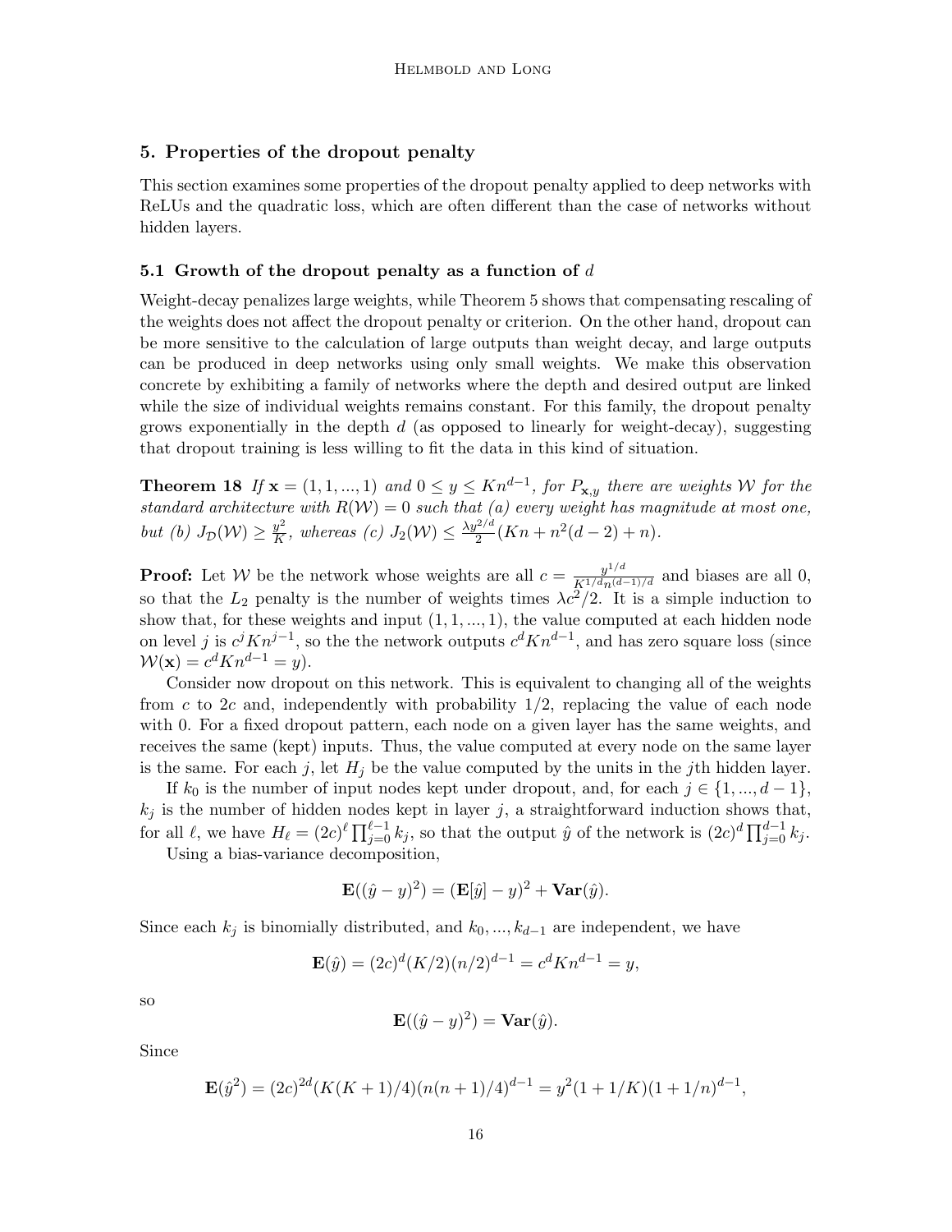## 5. Properties of the dropout penalty

This section examines some properties of the dropout penalty applied to deep networks with ReLUs and the quadratic loss, which are often different than the case of networks without hidden layers.

### 5.1 Growth of the dropout penalty as a function of $d$

Weight-decay penalizes large weights, while Theorem 5 shows that compensating rescaling of the weights does not affect the dropout penalty or criterion. On the other hand, dropout can be more sensitive to the calculation of large outputs than weight decay, and large outputs can be produced in deep networks using only small weights. We make this observation concrete by exhibiting a family of networks where the depth and desired output are linked while the size of individual weights remains constant. For this family, the dropout penalty grows exponentially in the depth $d$ (as opposed to linearly for weight-decay), suggesting that dropout training is less willing to fit the data in this kind of situation.

**Theorem 18** *If $\mathbf{x} = (1, 1, ..., 1)$ and $0 \leq y \leq Kn^{d-1}$, for $P_{\mathbf{x},y}$ there are weights $\mathcal{W}$ for the standard architecture with $R(\mathcal{W}) = 0$ such that (a) every weight has magnitude at most one, but (b) $J_{\mathcal{D}}(\mathcal{W}) \geq \frac{y^2}{K}$, whereas (c) $J_2(\mathcal{W}) \leq \frac{\lambda y^{2/d}}{2}(Kn + n^2(d-2) + n)$.*

**Proof:** Let $\mathcal{W}$ be the network whose weights are all $c = \frac{y^{1/d}}{K^{1/d} n^{(d-1)/d}}$ and biases are all 0, so that the $L_2$ penalty is the number of weights times $\lambda c^2/2$. It is a simple induction to show that, for these weights and input $(1, 1, ..., 1)$, the value computed at each hidden node on level $j$ is $c^j K n^{j-1}$, so the the network outputs $c^d K n^{d-1}$, and has zero square loss (since $\mathcal{W}(\mathbf{x}) = c^d K n^{d-1} = y$).

Consider now dropout on this network. This is equivalent to changing all of the weights from $c$ to $2c$ and, independently with probability 1/2, replacing the value of each node with 0. For a fixed dropout pattern, each node on a given layer has the same weights, and receives the same (kept) inputs. Thus, the value computed at every node on the same layer is the same. For each $j$, let $H_j$ be the value computed by the units in the $j$th hidden layer.

If $k_0$ is the number of input nodes kept under dropout, and, for each $j \in \{1, ..., d-1\}$, $k_j$ is the number of hidden nodes kept in layer $j$, a straightforward induction shows that, for all $\ell$, we have $H_\ell = (2c)^\ell \prod_{j=0}^{\ell-1} k_j$, so that the output $\hat{y}$ of the network is $(2c)^d \prod_{j=0}^{d-1} k_j$.

Using a bias-variance decomposition,

$$\mathbf{E}((\hat{y} - y)^2) = (\mathbf{E}[\hat{y}] - y)^2 + \mathbf{Var}(\hat{y}).$$

Since each $k_j$ is binomially distributed, and $k_0, ..., k_{d-1}$ are independent, we have

$$\mathbf{E}(\hat{y}) = (2c)^d (K/2)(n/2)^{d-1} = c^d K n^{d-1} = y,$$

so

$$\mathbf{E}((\hat{y} - y)^2) = \mathbf{Var}(\hat{y}).$$

Since

$$\mathbf{E}(\hat{y}^2) = (2c)^{2d}(K(K+1)/4)(n(n+1)/4)^{d-1} = y^2(1 + 1/K)(1 + 1/n)^{d-1},$$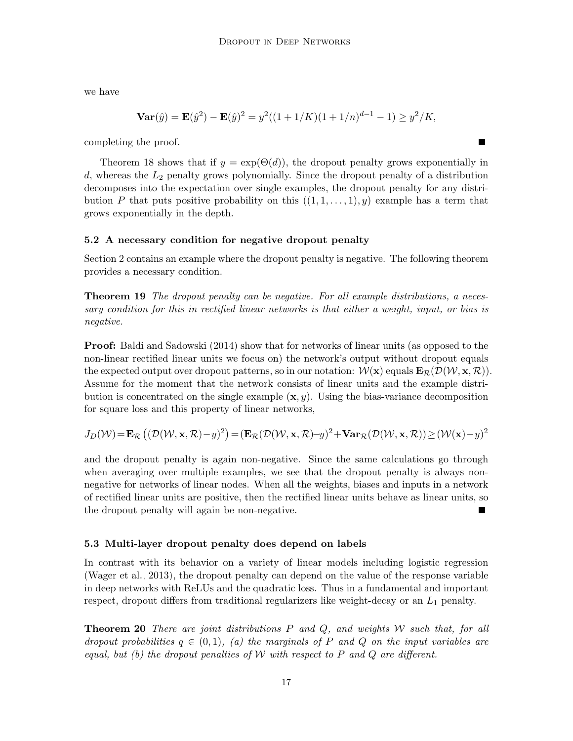we have

$$\mathbf{Var}(\hat{y}) = \mathbf{E}(\hat{y}^2) - \mathbf{E}(\hat{y})^2 = y^2((1 + 1/K)(1 + 1/n)^{d-1} - 1) \geq y^2/K,$$

completing the proof. ∎

Theorem 18 shows that if $y = \exp(\Theta(d))$, the dropout penalty grows exponentially in $d$, whereas the $L_2$ penalty grows polynomially. Since the dropout penalty of a distribution decomposes into the expectation over single examples, the dropout penalty for any distribution $P$ that puts positive probability on this $((1, 1, \ldots, 1), y)$ example has a term that grows exponentially in the depth.

### 5.2 A necessary condition for negative dropout penalty

Section 2 contains an example where the dropout penalty is negative. The following theorem provides a necessary condition.

**Theorem 19** *The dropout penalty can be negative. For all example distributions, a necessary condition for this in rectified linear networks is that either a weight, input, or bias is negative.*

**Proof:** Baldi and Sadowski (2014) show that for networks of linear units (as opposed to the non-linear rectified linear units we focus on) the network's output without dropout equals the expected output over dropout patterns, so in our notation: $\mathcal{W}(\mathbf{x})$ equals $\mathbf{E}_{\mathcal{R}}(\mathcal{D}(\mathcal{W}, \mathbf{x}, \mathcal{R}))$. Assume for the moment that the network consists of linear units and the example distribution is concentrated on the single example $(\mathbf{x}, y)$. Using the bias-variance decomposition for square loss and this property of linear networks,

$$J_D(\mathcal{W}) = \mathbf{E}_{\mathcal{R}}\left((\mathcal{D}(\mathcal{W}, \mathbf{x}, \mathcal{R}) - y)^2\right) = (\mathbf{E}_{\mathcal{R}}(\mathcal{D}(\mathcal{W}, \mathbf{x}, \mathcal{R}) - y)^2 + \mathbf{Var}_{\mathcal{R}}(\mathcal{D}(\mathcal{W}, \mathbf{x}, \mathcal{R})) \geq (\mathcal{W}(\mathbf{x}) - y)^2$$

and the dropout penalty is again non-negative. Since the same calculations go through when averaging over multiple examples, we see that the dropout penalty is always non-negative for networks of linear nodes. When all the weights, biases and inputs in a network of rectified linear units are positive, then the rectified linear units behave as linear units, so the dropout penalty will again be non-negative. ∎

### 5.3 Multi-layer dropout penalty does depend on labels

In contrast with its behavior on a variety of linear models including logistic regression (Wager et al., 2013), the dropout penalty can depend on the value of the response variable in deep networks with ReLUs and the quadratic loss. Thus in a fundamental and important respect, dropout differs from traditional regularizers like weight-decay or an $L_1$ penalty.

**Theorem 20** *There are joint distributions $P$ and $Q$, and weights $\mathcal{W}$ such that, for all dropout probabilities $q \in (0, 1)$, (a) the marginals of $P$ and $Q$ on the input variables are equal, but (b) the dropout penalties of $\mathcal{W}$ with respect to $P$ and $Q$ are different.*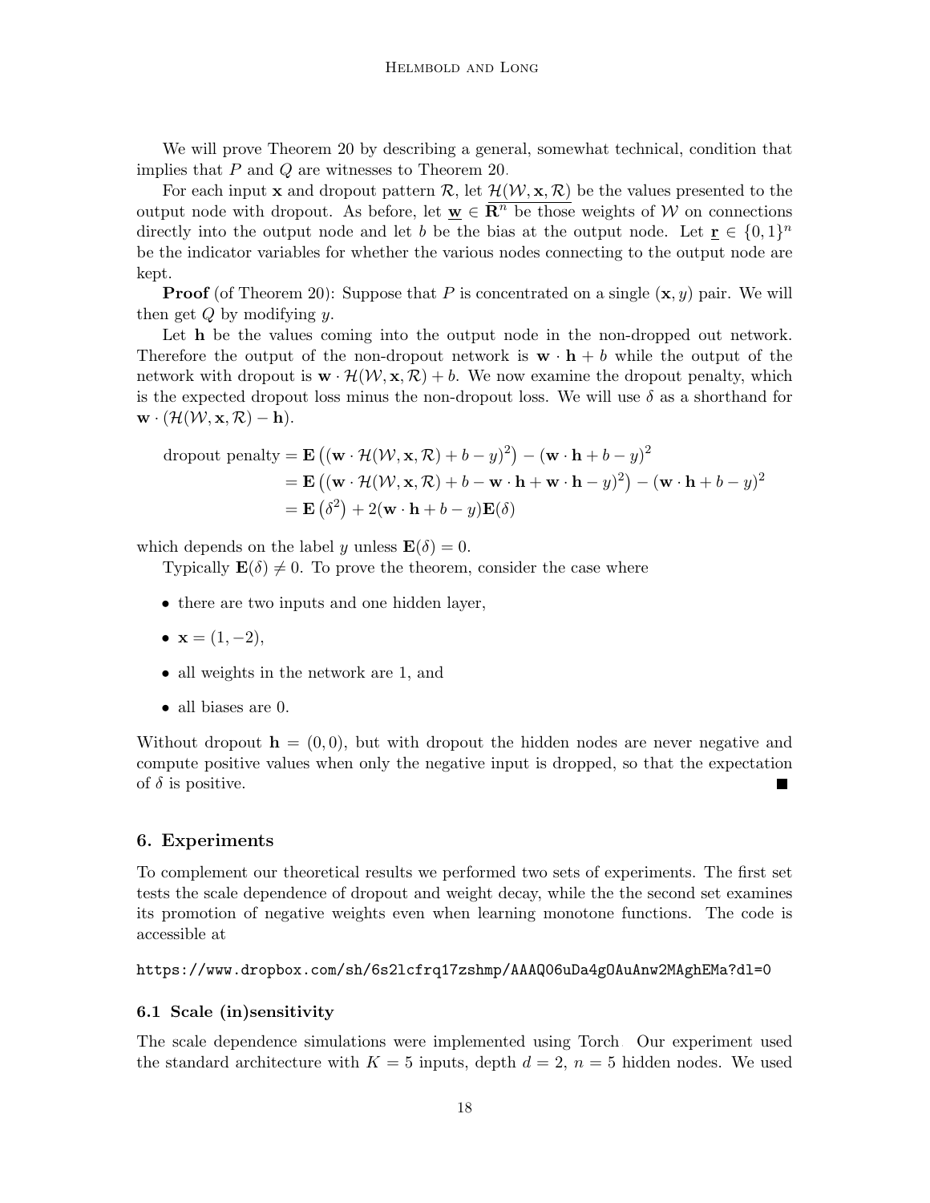We will prove Theorem 20 by describing a general, somewhat technical, condition that implies that $P$ and $Q$ are witnesses to Theorem 20.

For each input $\mathbf{x}$ and dropout pattern $\mathcal{R}$, let $\mathcal{H}(\mathcal{W}, \mathbf{x}, \mathcal{R})$ be the values presented to the output node with dropout. As before, let $\underline{\mathbf{w}} \in \mathbf{R}^n$ be those weights of $\mathcal{W}$ on connections directly into the output node and let $b$ be the bias at the output node. Let $\underline{\mathbf{r}} \in \{0, 1\}^n$ be the indicator variables for whether the various nodes connecting to the output node are kept.

**Proof** (of Theorem 20): Suppose that $P$ is concentrated on a single $(\mathbf{x}, y)$ pair. We will then get $Q$ by modifying $y$.

Let $\mathbf{h}$ be the values coming into the output node in the non-dropped out network. Therefore the output of the non-dropout network is $\mathbf{w} \cdot \mathbf{h} + b$ while the output of the network with dropout is $\mathbf{w} \cdot \mathcal{H}(\mathcal{W}, \mathbf{x}, \mathcal{R}) + b$. We now examine the dropout penalty, which is the expected dropout loss minus the non-dropout loss. We will use $\delta$ as a shorthand for $\mathbf{w} \cdot (\mathcal{H}(\mathcal{W}, \mathbf{x}, \mathcal{R}) - \mathbf{h})$.

$$
\begin{aligned}
\text{dropout penalty} &= \mathbf{E}\left((\mathbf{w} \cdot \mathcal{H}(\mathcal{W}, \mathbf{x}, \mathcal{R}) + b - y)^2\right) - (\mathbf{w} \cdot \mathbf{h} + b - y)^2 \\
&= \mathbf{E}\left((\mathbf{w} \cdot \mathcal{H}(\mathcal{W}, \mathbf{x}, \mathcal{R}) + b - \mathbf{w} \cdot \mathbf{h} + \mathbf{w} \cdot \mathbf{h} - y)^2\right) - (\mathbf{w} \cdot \mathbf{h} + b - y)^2 \\
&= \mathbf{E}\left(\delta^2\right) + 2(\mathbf{w} \cdot \mathbf{h} + b - y)\mathbf{E}(\delta)
\end{aligned}
$$

which depends on the label $y$ unless $\mathbf{E}(\delta) = 0$.

Typically $\mathbf{E}(\delta) \neq 0$. To prove the theorem, consider the case where

- there are two inputs and one hidden layer,
- $\mathbf{x} = (1, -2)$,
- all weights in the network are 1, and
- all biases are 0.

Without dropout $\mathbf{h} = (0, 0)$, but with dropout the hidden nodes are never negative and compute positive values when only the negative input is dropped, so that the expectation of $\delta$ is positive. ■

## 6. Experiments

To complement our theoretical results we performed two sets of experiments. The first set tests the scale dependence of dropout and weight decay, while the the second set examines its promotion of negative weights even when learning monotone functions. The code is accessible at

```
https://www.dropbox.com/sh/6s2lcfrq17zshmp/AAAQ06uDa4gOAuAnw2MAghEMa?dl=0
```

### 6.1 Scale (in)sensitivity

The scale dependence simulations were implemented using Torch. Our experiment used the standard architecture with $K = 5$ inputs, depth $d = 2$, $n = 5$ hidden nodes. We used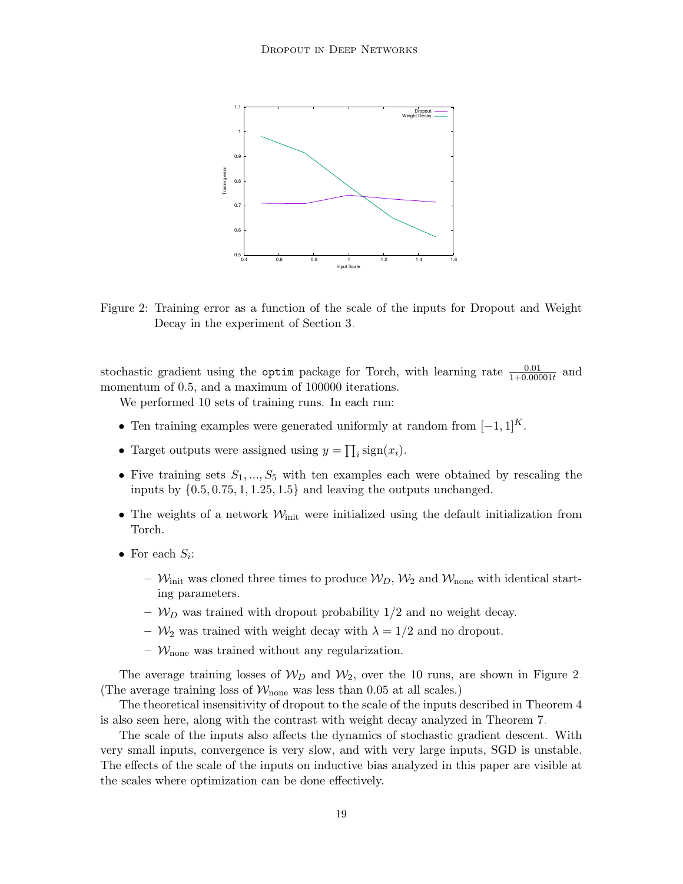Figure 2: Training error as a function of the scale of the inputs for Dropout and Weight Decay in the experiment of Section 3.

stochastic gradient using the `optim` package for Torch, with learning rate $\frac{0.01}{1+0.00001t}$ and momentum of 0.5, and a maximum of 100000 iterations.

We performed 10 sets of training runs. In each run:

- Ten training examples were generated uniformly at random from $[-1, 1]^K$.
- Target outputs were assigned using $y = \prod_i \text{sign}(x_i)$.
- Five training sets $S_1, ..., S_5$ with ten examples each were obtained by rescaling the inputs by $\{0.5, 0.75, 1, 1.25, 1.5\}$ and leaving the outputs unchanged.
- The weights of a network $\mathcal{W}_{\text{init}}$ were initialized using the default initialization from Torch.
- For each $S_i$:
  - $\mathcal{W}_{\text{init}}$ was cloned three times to produce $\mathcal{W}_D$, $\mathcal{W}_2$ and $\mathcal{W}_{\text{none}}$ with identical starting parameters.
  - $\mathcal{W}_D$ was trained with dropout probability 1/2 and no weight decay.
  - $\mathcal{W}_2$ was trained with weight decay with $\lambda = 1/2$ and no dropout.
  - $\mathcal{W}_{\text{none}}$ was trained without any regularization.

The average training losses of $\mathcal{W}_D$ and $\mathcal{W}_2$, over the 10 runs, are shown in Figure 2. (The average training loss of $\mathcal{W}_{\text{none}}$ was less than 0.05 at all scales.)

The theoretical insensitivity of dropout to the scale of the inputs described in Theorem 4 is also seen here, along with the contrast with weight decay analyzed in Theorem 7.

The scale of the inputs also affects the dynamics of stochastic gradient descent. With very small inputs, convergence is very slow, and with very large inputs, SGD is unstable. The effects of the scale of the inputs on inductive bias analyzed in this paper are visible at the scales where optimization can be done effectively.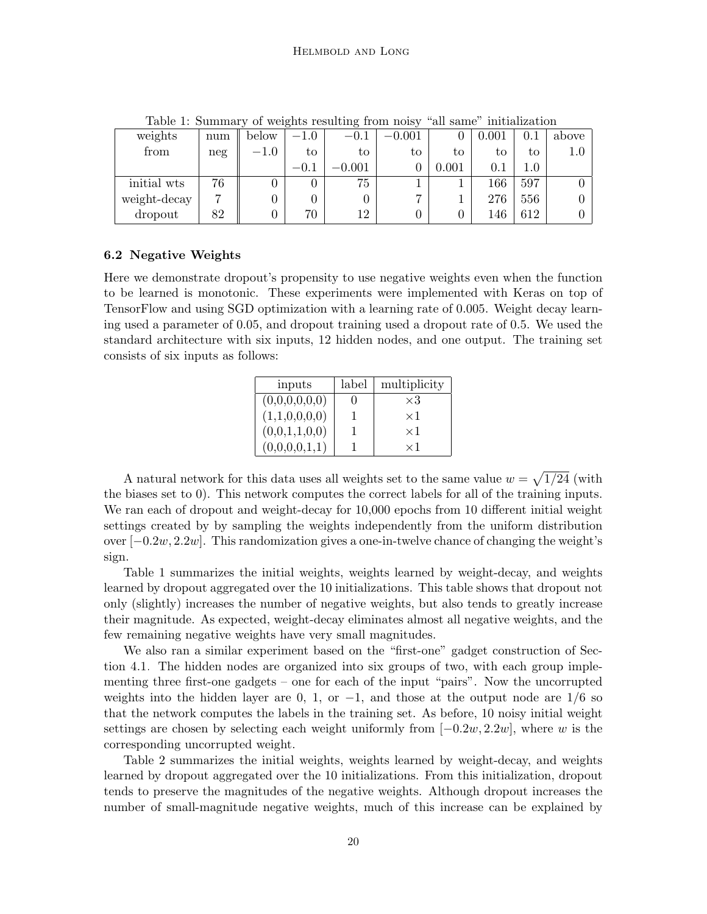Table 1: Summary of weights resulting from noisy "all same" initialization

| weights from | num neg | below −1.0 | −1.0 to −0.1 | −0.1 to −0.001 | −0.001 to 0 | 0 to 0.001 | 0.001 to 0.1 | 0.1 to 1.0 | above 1.0 |
|---|---|---|---|---|---|---|---|---|---|
| initial wts | 76 | 0 | 0 | 75 | 1 | 1 | 166 | 597 | 0 |
| weight-decay | 7 | 0 | 0 | 0 | 7 | 1 | 276 | 556 | 0 |
| dropout | 82 | 0 | 70 | 12 | 0 | 0 | 146 | 612 | 0 |

### 6.2 Negative Weights

Here we demonstrate dropout's propensity to use negative weights even when the function to be learned is monotonic. These experiments were implemented with Keras on top of TensorFlow and using SGD optimization with a learning rate of 0.005. Weight decay learning used a parameter of 0.05, and dropout training used a dropout rate of 0.5. We used the standard architecture with six inputs, 12 hidden nodes, and one output. The training set consists of six inputs as follows:

| inputs | label | multiplicity |
|---|---|---|
| (0,0,0,0,0,0) | 0 | ×3 |
| (1,1,0,0,0,0) | 1 | ×1 |
| (0,0,1,1,0,0) | 1 | ×1 |
| (0,0,0,0,1,1) | 1 | ×1 |

A natural network for this data uses all weights set to the same value $w = \sqrt{1/24}$ (with the biases set to 0). This network computes the correct labels for all of the training inputs. We ran each of dropout and weight-decay for 10,000 epochs from 10 different initial weight settings created by by sampling the weights independently from the uniform distribution over $[-0.2w, 2.2w]$. This randomization gives a one-in-twelve chance of changing the weight's sign.

Table 1 summarizes the initial weights, weights learned by weight-decay, and weights learned by dropout aggregated over the 10 initializations. This table shows that dropout not only (slightly) increases the number of negative weights, but also tends to greatly increase their magnitude. As expected, weight-decay eliminates almost all negative weights, and the few remaining negative weights have very small magnitudes.

We also ran a similar experiment based on the "first-one" gadget construction of Section 4.1. The hidden nodes are organized into six groups of two, with each group implementing three first-one gadgets – one for each of the input "pairs". Now the uncorrupted weights into the hidden layer are 0, 1, or −1, and those at the output node are 1/6 so that the network computes the labels in the training set. As before, 10 noisy initial weight settings are chosen by selecting each weight uniformly from $[-0.2w, 2.2w]$, where $w$ is the corresponding uncorrupted weight.

Table 2 summarizes the initial weights, weights learned by weight-decay, and weights learned by dropout aggregated over the 10 initializations. From this initialization, dropout tends to preserve the magnitudes of the negative weights. Although dropout increases the number of small-magnitude negative weights, much of this increase can be explained by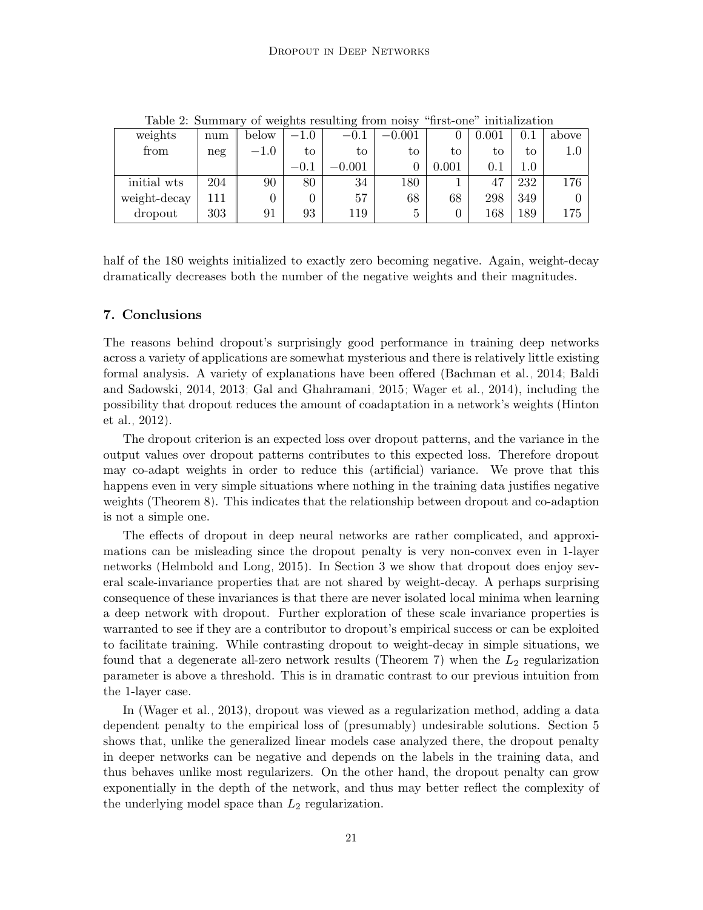Table 2: Summary of weights resulting from noisy "first-one" initialization

| weights from | num neg | below $-1.0$ | $-1.0$ to $-0.1$ | $-0.1$ to $-0.001$ | $-0.001$ to 0 | 0 to 0.001 | 0.001 to 0.1 | 0.1 to 1.0 | above 1.0 |
|---|---|---|---|---|---|---|---|---|---|
| initial wts | 204 | 90 | 80 | 34 | 180 | 1 | 47 | 232 | 176 |
| weight-decay | 111 | 0 | 0 | 57 | 68 | 68 | 298 | 349 | 0 |
| dropout | 303 | 91 | 93 | 119 | 5 | 0 | 168 | 189 | 175 |

half of the 180 weights initialized to exactly zero becoming negative. Again, weight-decay dramatically decreases both the number of the negative weights and their magnitudes.

## 7. Conclusions

The reasons behind dropout's surprisingly good performance in training deep networks across a variety of applications are somewhat mysterious and there is relatively little existing formal analysis. A variety of explanations have been offered (Bachman et al., 2014; Baldi and Sadowski, 2014, 2013; Gal and Ghahramani, 2015; Wager et al., 2014), including the possibility that dropout reduces the amount of coadaptation in a network's weights (Hinton et al., 2012).

The dropout criterion is an expected loss over dropout patterns, and the variance in the output values over dropout patterns contributes to this expected loss. Therefore dropout may co-adapt weights in order to reduce this (artificial) variance. We prove that this happens even in very simple situations where nothing in the training data justifies negative weights (Theorem 8). This indicates that the relationship between dropout and co-adaption is not a simple one.

The effects of dropout in deep neural networks are rather complicated, and approximations can be misleading since the dropout penalty is very non-convex even in 1-layer networks (Helmbold and Long, 2015). In Section 3 we show that dropout does enjoy several scale-invariance properties that are not shared by weight-decay. A perhaps surprising consequence of these invariances is that there are never isolated local minima when learning a deep network with dropout. Further exploration of these scale invariance properties is warranted to see if they are a contributor to dropout's empirical success or can be exploited to facilitate training. While contrasting dropout to weight-decay in simple situations, we found that a degenerate all-zero network results (Theorem 7) when the $L_2$ regularization parameter is above a threshold. This is in dramatic contrast to our previous intuition from the 1-layer case.

In (Wager et al., 2013), dropout was viewed as a regularization method, adding a data dependent penalty to the empirical loss of (presumably) undesirable solutions. Section 5 shows that, unlike the generalized linear models case analyzed there, the dropout penalty in deeper networks can be negative and depends on the labels in the training data, and thus behaves unlike most regularizers. On the other hand, the dropout penalty can grow exponentially in the depth of the network, and thus may better reflect the complexity of the underlying model space than $L_2$ regularization.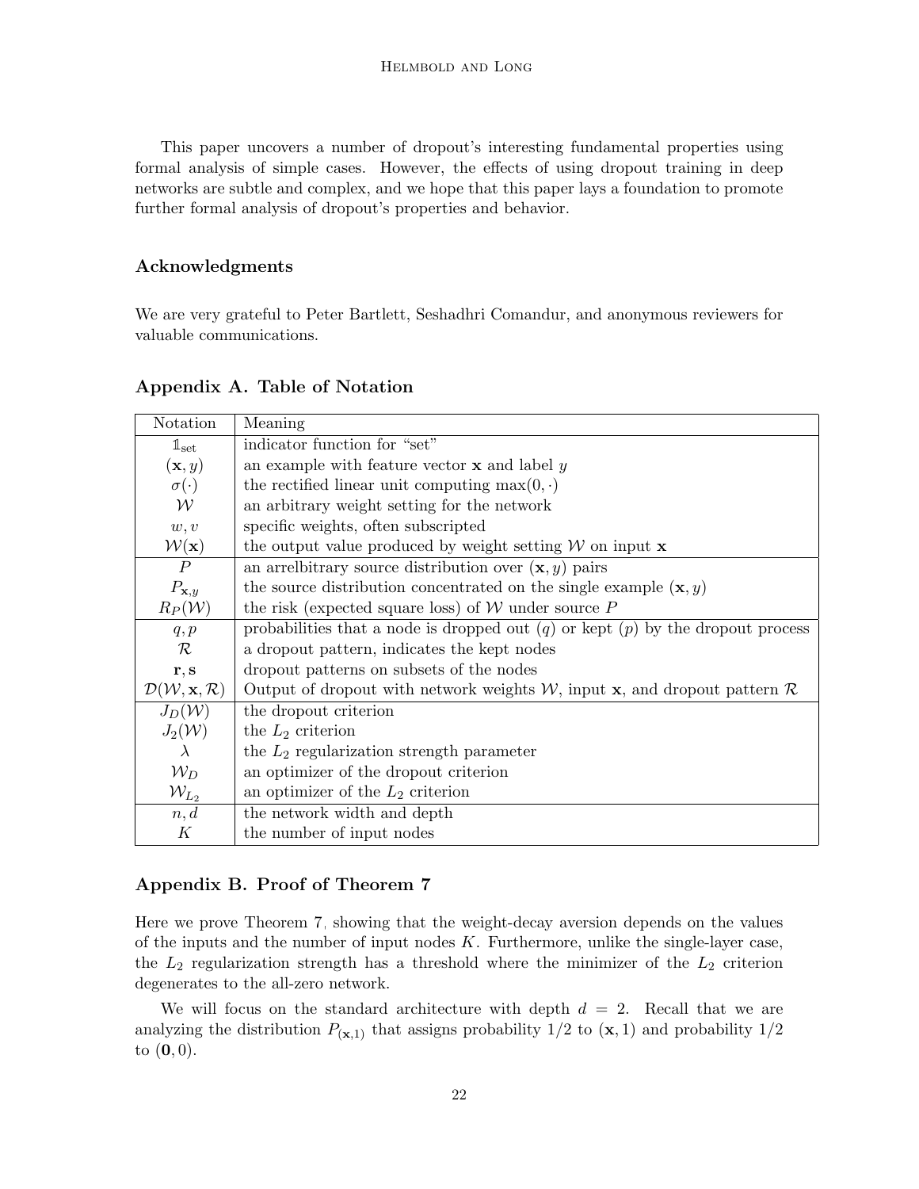This paper uncovers a number of dropout's interesting fundamental properties using formal analysis of simple cases. However, the effects of using dropout training in deep networks are subtle and complex, and we hope that this paper lays a foundation to promote further formal analysis of dropout's properties and behavior.

## Acknowledgments

We are very grateful to Peter Bartlett, Seshadhri Comandur, and anonymous reviewers for valuable communications.

## Appendix A. Table of Notation

| Notation | Meaning |
|---|---|
| $\mathbb{1}_{\text{set}}$ | indicator function for "set" |
| $(\mathbf{x}, y)$ | an example with feature vector $\mathbf{x}$ and label $y$ |
| $\sigma(\cdot)$ | the rectified linear unit computing $\max(0, \cdot)$ |
| $\mathcal{W}$ | an arbitrary weight setting for the network |
| $w, v$ | specific weights, often subscripted |
| $\mathcal{W}(\mathbf{x})$ | the output value produced by weight setting $\mathcal{W}$ on input $\mathbf{x}$ |
| $P$ | an arrelbitrary source distribution over $(\mathbf{x}, y)$ pairs |
| $P_{\mathbf{x},y}$ | the source distribution concentrated on the single example $(\mathbf{x}, y)$ |
| $R_P(\mathcal{W})$ | the risk (expected square loss) of $\mathcal{W}$ under source $P$ |
| $q, p$ | probabilities that a node is dropped out ($q$) or kept ($p$) by the dropout process |
| $\mathcal{R}$ | a dropout pattern, indicates the kept nodes |
| $\mathbf{r}, \mathbf{s}$ | dropout patterns on subsets of the nodes |
| $\mathcal{D}(\mathcal{W}, \mathbf{x}, \mathcal{R})$ | Output of dropout with network weights $\mathcal{W}$, input $\mathbf{x}$, and dropout pattern $\mathcal{R}$ |
| $J_D(\mathcal{W})$ | the dropout criterion |
| $J_2(\mathcal{W})$ | the $L_2$ criterion |
| $\lambda$ | the $L_2$ regularization strength parameter |
| $\mathcal{W}_D$ | an optimizer of the dropout criterion |
| $\mathcal{W}_{L_2}$ | an optimizer of the $L_2$ criterion |
| $n, d$ | the network width and depth |
| $K$ | the number of input nodes |

## Appendix B. Proof of Theorem 7

Here we prove Theorem 7, showing that the weight-decay aversion depends on the values of the inputs and the number of input nodes $K$. Furthermore, unlike the single-layer case, the $L_2$ regularization strength has a threshold where the minimizer of the $L_2$ criterion degenerates to the all-zero network.

We will focus on the standard architecture with depth $d = 2$. Recall that we are analyzing the distribution $P_{(\mathbf{x},1)}$ that assigns probability 1/2 to $(\mathbf{x}, 1)$ and probability 1/2 to $(\mathbf{0}, 0)$.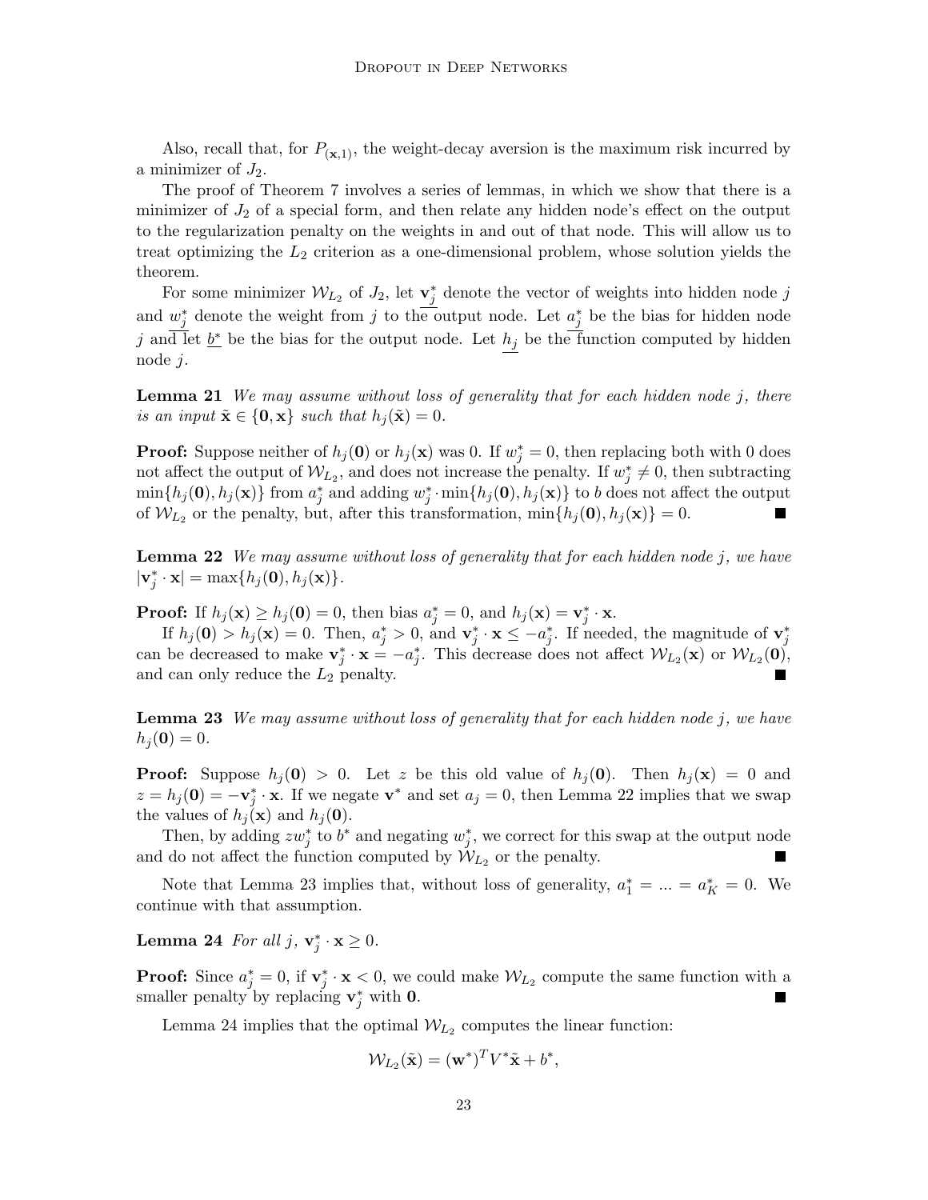Also, recall that, for $P_{(\mathbf{x},1)}$, the weight-decay aversion is the maximum risk incurred by a minimizer of $J_2$.

The proof of Theorem 7 involves a series of lemmas, in which we show that there is a minimizer of $J_2$ of a special form, and then relate any hidden node's effect on the output to the regularization penalty on the weights in and out of that node. This will allow us to treat optimizing the $L_2$ criterion as a one-dimensional problem, whose solution yields the theorem.

For some minimizer $\mathcal{W}_{L_2}$ of $J_2$, let $\mathbf{v}_j^*$ denote the vector of weights into hidden node $j$ and $w_j^*$ denote the weight from $j$ to the output node. Let $a_j^*$ be the bias for hidden node $j$ and let $b^*$ be the bias for the output node. Let $h_j$ be the function computed by hidden node $j$.

**Lemma 21** *We may assume without loss of generality that for each hidden node $j$, there is an input $\tilde{\mathbf{x}} \in \{\mathbf{0}, \mathbf{x}\}$ such that $h_j(\tilde{\mathbf{x}}) = 0$.*

**Proof:** Suppose neither of $h_j(\mathbf{0})$ or $h_j(\mathbf{x})$ was 0. If $w_j^* = 0$, then replacing both with 0 does not affect the output of $\mathcal{W}_{L_2}$, and does not increase the penalty. If $w_j^* \neq 0$, then subtracting $\min\{h_j(\mathbf{0}), h_j(\mathbf{x})\}$ from $a_j^*$ and adding $w_j^* \cdot \min\{h_j(\mathbf{0}), h_j(\mathbf{x})\}$ to $b$ does not affect the output of $\mathcal{W}_{L_2}$ or the penalty, but, after this transformation, $\min\{h_j(\mathbf{0}), h_j(\mathbf{x})\} = 0$. ■

**Lemma 22** *We may assume without loss of generality that for each hidden node $j$, we have $|\mathbf{v}_j^* \cdot \mathbf{x}| = \max\{h_j(\mathbf{0}), h_j(\mathbf{x})\}$.*

**Proof:** If $h_j(\mathbf{x}) \geq h_j(\mathbf{0}) = 0$, then bias $a_j^* = 0$, and $h_j(\mathbf{x}) = \mathbf{v}_j^* \cdot \mathbf{x}$.

If $h_j(\mathbf{0}) > h_j(\mathbf{x}) = 0$. Then, $a_j^* > 0$, and $\mathbf{v}_j^* \cdot \mathbf{x} \leq -a_j^*$. If needed, the magnitude of $\mathbf{v}_j^*$ can be decreased to make $\mathbf{v}_j^* \cdot \mathbf{x} = -a_j^*$. This decrease does not affect $\mathcal{W}_{L_2}(\mathbf{x})$ or $\mathcal{W}_{L_2}(\mathbf{0})$, and can only reduce the $L_2$ penalty. ■

**Lemma 23** *We may assume without loss of generality that for each hidden node $j$, we have $h_j(\mathbf{0}) = 0$.*

**Proof:** Suppose $h_j(\mathbf{0}) > 0$. Let $z$ be this old value of $h_j(\mathbf{0})$. Then $h_j(\mathbf{x}) = 0$ and $z = h_j(\mathbf{0}) = -\mathbf{v}_j^* \cdot \mathbf{x}$. If we negate $\mathbf{v}^*$ and set $a_j = 0$, then Lemma 22 implies that we swap the values of $h_j(\mathbf{x})$ and $h_j(\mathbf{0})$.

Then, by adding $z w_j^*$ to $b^*$ and negating $w_j^*$, we correct for this swap at the output node and do not affect the function computed by $\mathcal{W}_{L_2}$ or the penalty. ■

Note that Lemma 23 implies that, without loss of generality, $a_1^* = ... = a_K^* = 0$. We continue with that assumption.

**Lemma 24** *For all $j$, $\mathbf{v}_j^* \cdot \mathbf{x} \geq 0$.*

**Proof:** Since $a_j^* = 0$, if $\mathbf{v}_j^* \cdot \mathbf{x} < 0$, we could make $\mathcal{W}_{L_2}$ compute the same function with a smaller penalty by replacing $\mathbf{v}_j^*$ with $\mathbf{0}$. ■

Lemma 24 implies that the optimal $\mathcal{W}_{L_2}$ computes the linear function:

$$\mathcal{W}_{L_2}(\tilde{\mathbf{x}}) = (\mathbf{w}^*)^T V^* \tilde{\mathbf{x}} + b^*,$$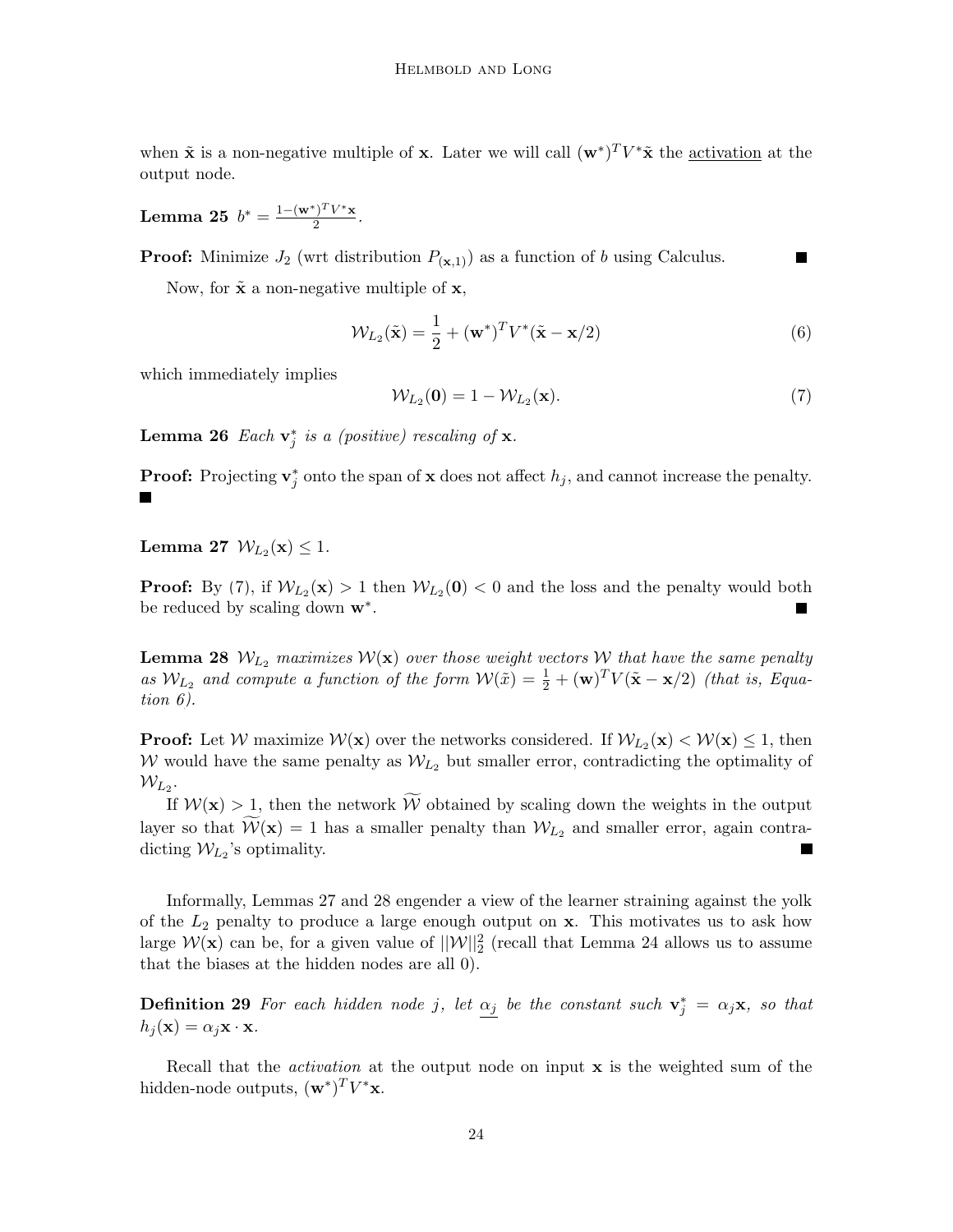when $\tilde{\mathbf{x}}$ is a non-negative multiple of $\mathbf{x}$. Later we will call $(\mathbf{w}^*)^T V^* \tilde{\mathbf{x}}$ the <u>activation</u> at the output node.

**Lemma 25** $b^* = \frac{1-(\mathbf{w}^*)^T V^* \mathbf{x}}{2}$.

**Proof:** Minimize $J_2$ (wrt distribution $P_{(\mathbf{x},1)}$) as a function of $b$ using Calculus. ■

Now, for $\tilde{\mathbf{x}}$ a non-negative multiple of $\mathbf{x}$,

$$\mathcal{W}_{L_2}(\tilde{\mathbf{x}}) = \frac{1}{2} + (\mathbf{w}^*)^T V^* (\tilde{\mathbf{x}} - \mathbf{x}/2) \tag{6}$$

which immediately implies

$$\mathcal{W}_{L_2}(\mathbf{0}) = 1 - \mathcal{W}_{L_2}(\mathbf{x}). \tag{7}$$

**Lemma 26** *Each $\mathbf{v}_j^*$ is a (positive) rescaling of $\mathbf{x}$.*

**Proof:** Projecting $\mathbf{v}_j^*$ onto the span of $\mathbf{x}$ does not affect $h_j$, and cannot increase the penalty. ■

**Lemma 27** $\mathcal{W}_{L_2}(\mathbf{x}) \leq 1$.

**Proof:** By (7), if $\mathcal{W}_{L_2}(\mathbf{x}) > 1$ then $\mathcal{W}_{L_2}(\mathbf{0}) < 0$ and the loss and the penalty would both be reduced by scaling down $\mathbf{w}^*$. ■

**Lemma 28** *$\mathcal{W}_{L_2}$ maximizes $\mathcal{W}(\mathbf{x})$ over those weight vectors $\mathcal{W}$ that have the same penalty as $\mathcal{W}_{L_2}$ and compute a function of the form $\mathcal{W}(\tilde{x}) = \frac{1}{2} + (\mathbf{w})^T V(\tilde{\mathbf{x}} - \mathbf{x}/2)$ (that is, Equation 6).*

**Proof:** Let $\mathcal{W}$ maximize $\mathcal{W}(\mathbf{x})$ over the networks considered. If $\mathcal{W}_{L_2}(\mathbf{x}) < \mathcal{W}(\mathbf{x}) \leq 1$, then $\mathcal{W}$ would have the same penalty as $\mathcal{W}_{L_2}$ but smaller error, contradicting the optimality of $\mathcal{W}_{L_2}$.

If $\mathcal{W}(\mathbf{x}) > 1$, then the network $\widetilde{\mathcal{W}}$ obtained by scaling down the weights in the output layer so that $\widetilde{\mathcal{W}}(\mathbf{x}) = 1$ has a smaller penalty than $\mathcal{W}_{L_2}$ and smaller error, again contradicting $\mathcal{W}_{L_2}$'s optimality. ■

Informally, Lemmas 27 and 28 engender a view of the learner straining against the yolk of the $L_2$ penalty to produce a large enough output on $\mathbf{x}$. This motivates us to ask how large $\mathcal{W}(\mathbf{x})$ can be, for a given value of $||\mathcal{W}||_2^2$ (recall that Lemma 24 allows us to assume that the biases at the hidden nodes are all 0).

**Definition 29** *For each hidden node $j$, let <u>$\alpha_j$</u> be the constant such $\mathbf{v}_j^* = \alpha_j \mathbf{x}$, so that $h_j(\mathbf{x}) = \alpha_j \mathbf{x} \cdot \mathbf{x}$.*

Recall that the *activation* at the output node on input $\mathbf{x}$ is the weighted sum of the hidden-node outputs, $(\mathbf{w}^*)^T V^* \mathbf{x}$.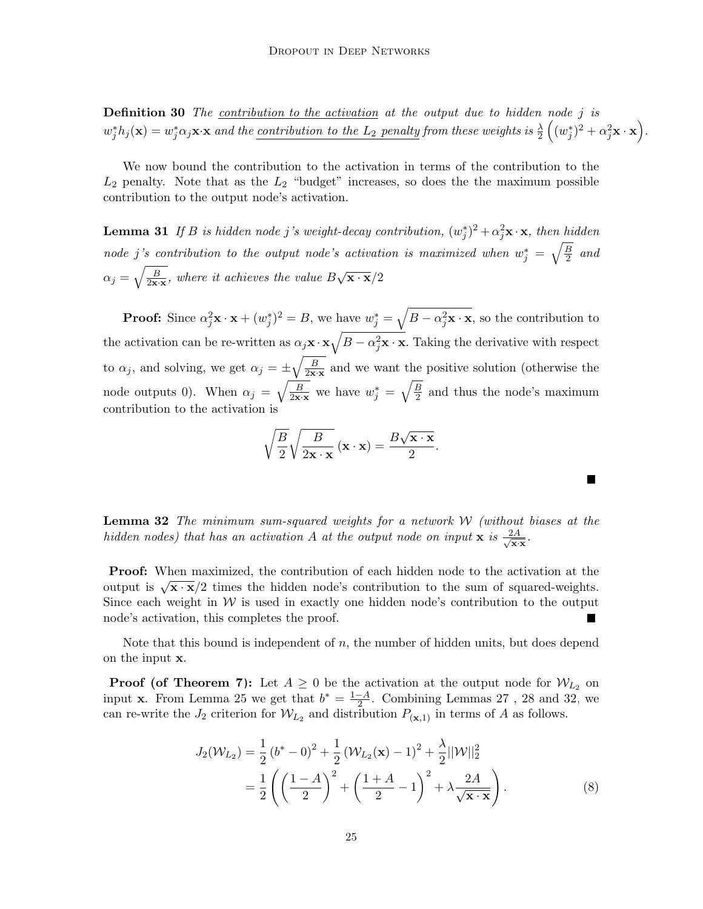**Definition 30** *The* <u>*contribution to the activation*</u> *at the output due to hidden node $j$ is $w_j^* h_j(\mathbf{x}) = w_j^* \alpha_j \mathbf{x} \cdot \mathbf{x}$ and the* <u>*contribution to the $L_2$ penalty*</u> *from these weights is $\frac{\lambda}{2}\left((w_j^*)^2 + \alpha_j^2 \mathbf{x} \cdot \mathbf{x}\right)$.*

We now bound the contribution to the activation in terms of the contribution to the $L_2$ penalty. Note that as the $L_2$ "budget" increases, so does the the maximum possible contribution to the output node's activation.

**Lemma 31** *If $B$ is hidden node $j$'s weight-decay contribution, $(w_j^*)^2 + \alpha_j^2 \mathbf{x} \cdot \mathbf{x}$, then hidden node $j$'s contribution to the output node's activation is maximized when $w_j^* = \sqrt{\frac{B}{2}}$ and $\alpha_j = \sqrt{\frac{B}{2\mathbf{x}\cdot\mathbf{x}}}$, where it achieves the value $B\sqrt{\mathbf{x}\cdot\mathbf{x}}/2$*

**Proof:** Since $\alpha_j^2 \mathbf{x} \cdot \mathbf{x} + (w_j^*)^2 = B$, we have $w_j^* = \sqrt{B - \alpha_j^2 \mathbf{x} \cdot \mathbf{x}}$, so the contribution to the activation can be re-written as $\alpha_j \mathbf{x} \cdot \mathbf{x} \sqrt{B - \alpha_j^2 \mathbf{x} \cdot \mathbf{x}}$. Taking the derivative with respect to $\alpha_j$, and solving, we get $\alpha_j = \pm\sqrt{\frac{B}{2\mathbf{x}\cdot\mathbf{x}}}$ and we want the positive solution (otherwise the node outputs 0). When $\alpha_j = \sqrt{\frac{B}{2\mathbf{x}\cdot\mathbf{x}}}$ we have $w_j^* = \sqrt{\frac{B}{2}}$ and thus the node's maximum contribution to the activation is

$$\sqrt{\frac{B}{2}}\sqrt{\frac{B}{2\mathbf{x}\cdot\mathbf{x}}}\left(\mathbf{x}\cdot\mathbf{x}\right) = \frac{B\sqrt{\mathbf{x}\cdot\mathbf{x}}}{2}.$$

■

**Lemma 32** *The minimum sum-squared weights for a network $\mathcal{W}$ (without biases at the hidden nodes) that has an activation $A$ at the output node on input $\mathbf{x}$ is $\frac{2A}{\sqrt{\mathbf{x}\cdot\mathbf{x}}}$.*

**Proof:** When maximized, the contribution of each hidden node to the activation at the output is $\sqrt{\mathbf{x}\cdot\mathbf{x}}/2$ times the hidden node's contribution to the sum of squared-weights. Since each weight in $\mathcal{W}$ is used in exactly one hidden node's contribution to the output node's activation, this completes the proof. ■

Note that this bound is independent of $n$, the number of hidden units, but does depend on the input $\mathbf{x}$.

**Proof (of Theorem 7):** Let $A \geq 0$ be the activation at the output node for $\mathcal{W}_{L_2}$ on input $\mathbf{x}$. From Lemma 25 we get that $b^* = \frac{1-A}{2}$. Combining Lemmas 27 , 28 and 32, we can re-write the $J_2$ criterion for $\mathcal{W}_{L_2}$ and distribution $P_{(\mathbf{x},1)}$ in terms of $A$ as follows.

$$\begin{aligned}
J_2(\mathcal{W}_{L_2}) &= \frac{1}{2}\left(b^* - 0\right)^2 + \frac{1}{2}\left(\mathcal{W}_{L_2}(\mathbf{x}) - 1\right)^2 + \frac{\lambda}{2}||\mathcal{W}||_2^2 \\
&= \frac{1}{2}\left(\left(\frac{1-A}{2}\right)^2 + \left(\frac{1+A}{2} - 1\right)^2 + \lambda\frac{2A}{\sqrt{\mathbf{x}\cdot\mathbf{x}}}\right). \qquad (8)
\end{aligned}$$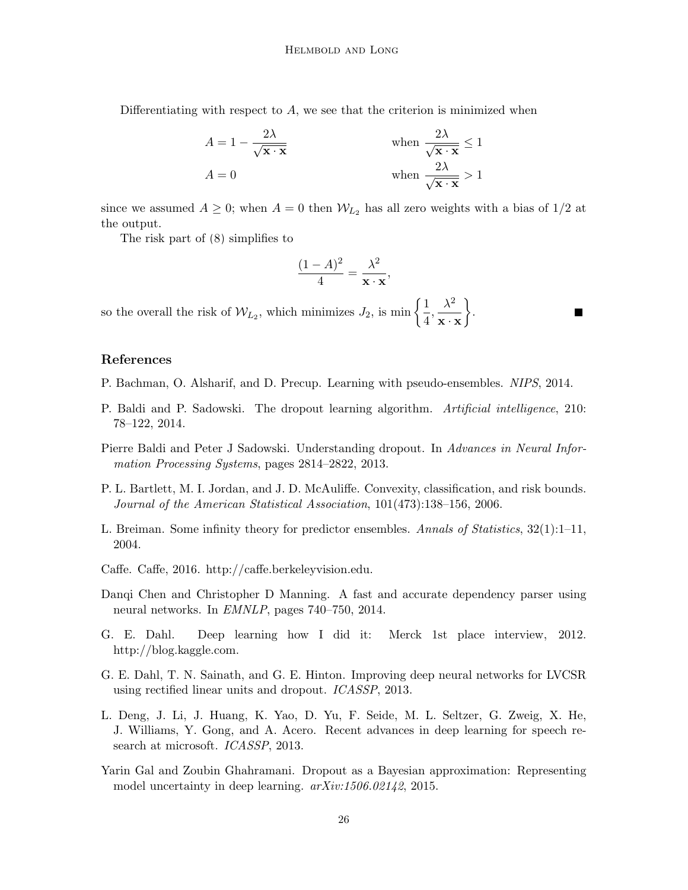Differentiating with respect to $A$, we see that the criterion is minimized when

$$
\begin{aligned}
A &= 1 - \frac{2\lambda}{\sqrt{\mathbf{x} \cdot \mathbf{x}}} & \text{when } \frac{2\lambda}{\sqrt{\mathbf{x} \cdot \mathbf{x}}} \leq 1 \\
A &= 0 & \text{when } \frac{2\lambda}{\sqrt{\mathbf{x} \cdot \mathbf{x}}} > 1
\end{aligned}
$$

since we assumed $A \geq 0$; when $A = 0$ then $\mathcal{W}_{L_2}$ has all zero weights with a bias of $1/2$ at the output.

The risk part of (8) simplifies to

$$
\frac{(1-A)^2}{4} = \frac{\lambda^2}{\mathbf{x} \cdot \mathbf{x}},
$$

so the overall the risk of $\mathcal{W}_{L_2}$, which minimizes $J_2$, is $\min \left\{ \frac{1}{4}, \frac{\lambda^2}{\mathbf{x} \cdot \mathbf{x}} \right\}$. ■

## References

P. Bachman, O. Alsharif, and D. Precup. Learning with pseudo-ensembles. *NIPS*, 2014.

P. Baldi and P. Sadowski. The dropout learning algorithm. *Artificial intelligence*, 210: 78–122, 2014.

Pierre Baldi and Peter J Sadowski. Understanding dropout. In *Advances in Neural Information Processing Systems*, pages 2814–2822, 2013.

P. L. Bartlett, M. I. Jordan, and J. D. McAuliffe. Convexity, classification, and risk bounds. *Journal of the American Statistical Association*, 101(473):138–156, 2006.

L. Breiman. Some infinity theory for predictor ensembles. *Annals of Statistics*, 32(1):1–11, 2004.

Caffe. Caffe, 2016. http://caffe.berkeleyvision.edu.

Danqi Chen and Christopher D Manning. A fast and accurate dependency parser using neural networks. In *EMNLP*, pages 740–750, 2014.

G. E. Dahl. Deep learning how I did it: Merck 1st place interview, 2012. http://blog.kaggle.com.

G. E. Dahl, T. N. Sainath, and G. E. Hinton. Improving deep neural networks for LVCSR using rectified linear units and dropout. *ICASSP*, 2013.

L. Deng, J. Li, J. Huang, K. Yao, D. Yu, F. Seide, M. L. Seltzer, G. Zweig, X. He, J. Williams, Y. Gong, and A. Acero. Recent advances in deep learning for speech research at microsoft. *ICASSP*, 2013.

Yarin Gal and Zoubin Ghahramani. Dropout as a Bayesian approximation: Representing model uncertainty in deep learning. *arXiv:1506.02142*, 2015.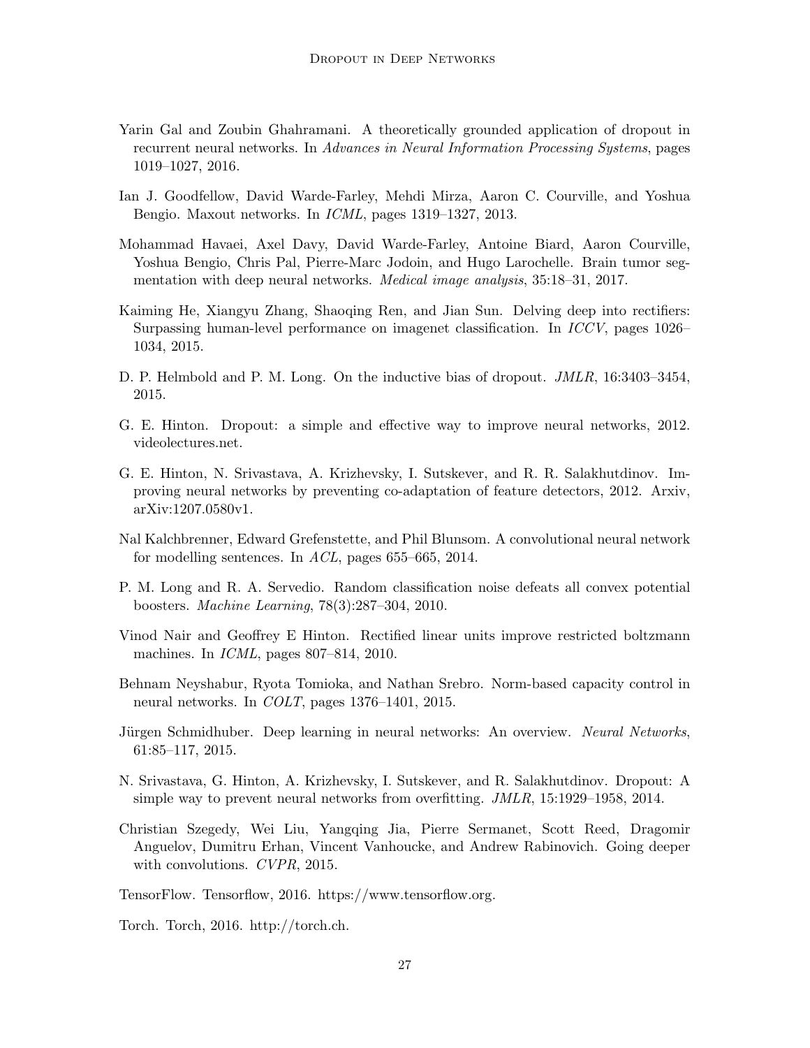Yarin Gal and Zoubin Ghahramani. A theoretically grounded application of dropout in recurrent neural networks. In *Advances in Neural Information Processing Systems*, pages 1019–1027, 2016.

Ian J. Goodfellow, David Warde-Farley, Mehdi Mirza, Aaron C. Courville, and Yoshua Bengio. Maxout networks. In *ICML*, pages 1319–1327, 2013.

Mohammad Havaei, Axel Davy, David Warde-Farley, Antoine Biard, Aaron Courville, Yoshua Bengio, Chris Pal, Pierre-Marc Jodoin, and Hugo Larochelle. Brain tumor segmentation with deep neural networks. *Medical image analysis*, 35:18–31, 2017.

Kaiming He, Xiangyu Zhang, Shaoqing Ren, and Jian Sun. Delving deep into rectifiers: Surpassing human-level performance on imagenet classification. In *ICCV*, pages 1026–1034, 2015.

D. P. Helmbold and P. M. Long. On the inductive bias of dropout. *JMLR*, 16:3403–3454, 2015.

G. E. Hinton. Dropout: a simple and effective way to improve neural networks, 2012. videolectures.net.

G. E. Hinton, N. Srivastava, A. Krizhevsky, I. Sutskever, and R. R. Salakhutdinov. Improving neural networks by preventing co-adaptation of feature detectors, 2012. Arxiv, arXiv:1207.0580v1.

Nal Kalchbrenner, Edward Grefenstette, and Phil Blunsom. A convolutional neural network for modelling sentences. In *ACL*, pages 655–665, 2014.

P. M. Long and R. A. Servedio. Random classification noise defeats all convex potential boosters. *Machine Learning*, 78(3):287–304, 2010.

Vinod Nair and Geoffrey E Hinton. Rectified linear units improve restricted boltzmann machines. In *ICML*, pages 807–814, 2010.

Behnam Neyshabur, Ryota Tomioka, and Nathan Srebro. Norm-based capacity control in neural networks. In *COLT*, pages 1376–1401, 2015.

Jürgen Schmidhuber. Deep learning in neural networks: An overview. *Neural Networks*, 61:85–117, 2015.

N. Srivastava, G. Hinton, A. Krizhevsky, I. Sutskever, and R. Salakhutdinov. Dropout: A simple way to prevent neural networks from overfitting. *JMLR*, 15:1929–1958, 2014.

Christian Szegedy, Wei Liu, Yangqing Jia, Pierre Sermanet, Scott Reed, Dragomir Anguelov, Dumitru Erhan, Vincent Vanhoucke, and Andrew Rabinovich. Going deeper with convolutions. *CVPR*, 2015.

TensorFlow. Tensorflow, 2016. https://www.tensorflow.org.

Torch. Torch, 2016. http://torch.ch.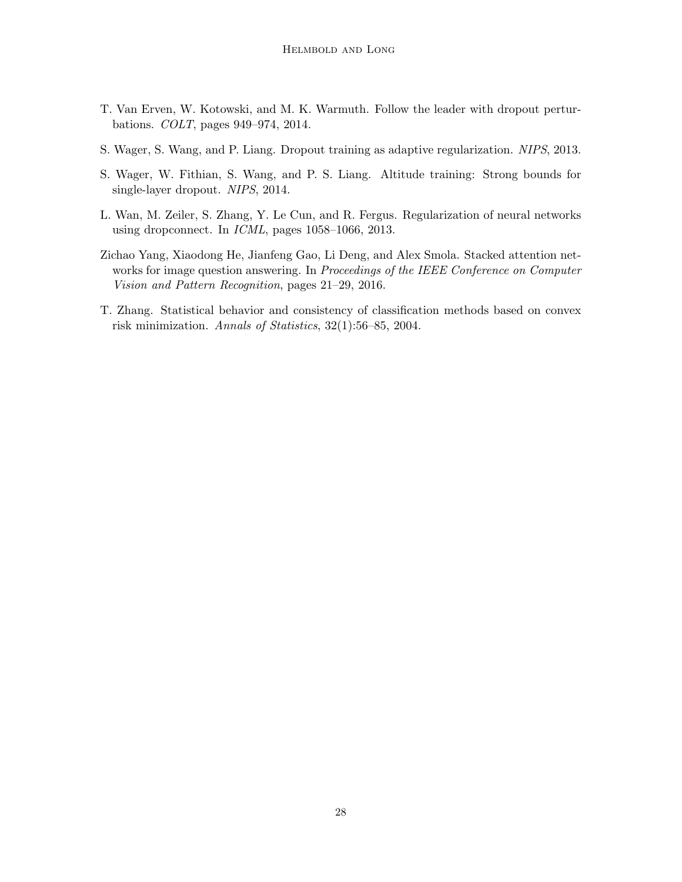T. Van Erven, W. Kotowski, and M. K. Warmuth. Follow the leader with dropout perturbations. *COLT*, pages 949–974, 2014.

S. Wager, S. Wang, and P. Liang. Dropout training as adaptive regularization. *NIPS*, 2013.

S. Wager, W. Fithian, S. Wang, and P. S. Liang. Altitude training: Strong bounds for single-layer dropout. *NIPS*, 2014.

L. Wan, M. Zeiler, S. Zhang, Y. Le Cun, and R. Fergus. Regularization of neural networks using dropconnect. In *ICML*, pages 1058–1066, 2013.

Zichao Yang, Xiaodong He, Jianfeng Gao, Li Deng, and Alex Smola. Stacked attention networks for image question answering. In *Proceedings of the IEEE Conference on Computer Vision and Pattern Recognition*, pages 21–29, 2016.

T. Zhang. Statistical behavior and consistency of classification methods based on convex risk minimization. *Annals of Statistics*, 32(1):56–85, 2004.